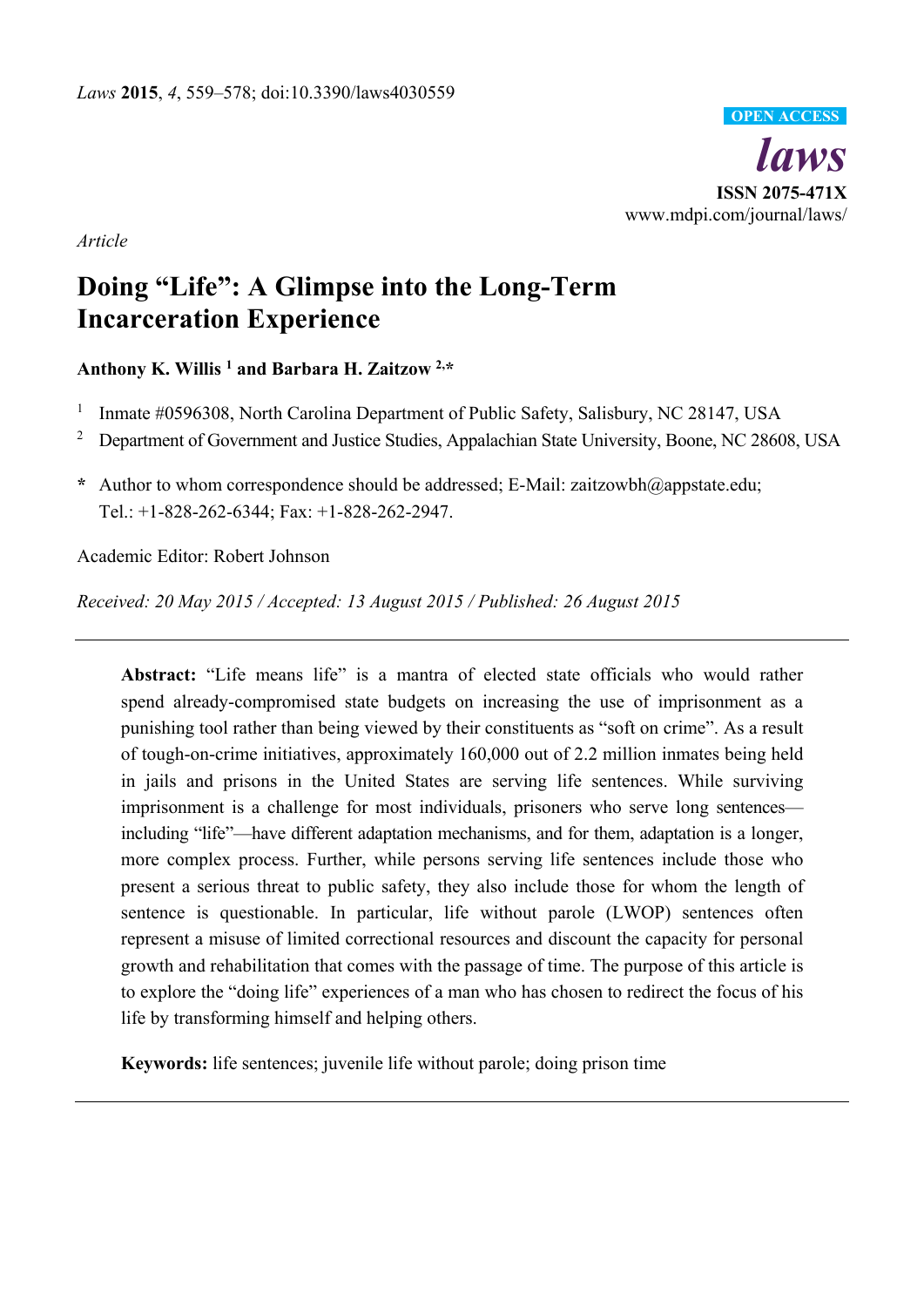*Laws* **2015**, *4*, 559–578; doi:10.3390/laws4030559

OPEN ACCESS

***laws***

**ISSN 2075-471X**

www.mdpi.com/journal/laws/

*Article*

# Doing "Life": A Glimpse into the Long-Term Incarceration Experience

**Anthony K. Willis [1] and Barbara H. Zaitzow [2,*]**

[1] Inmate #0596308, North Carolina Department of Public Safety, Salisbury, NC 28147, USA

[2] Department of Government and Justice Studies, Appalachian State University, Boone, NC 28608, USA

**\*** Author to whom correspondence should be addressed; E-Mail: zaitzowbh@appstate.edu; Tel.: +1-828-262-6344; Fax: +1-828-262-2947.

Academic Editor: Robert Johnson

*Received: 20 May 2015 / Accepted: 13 August 2015 / Published: 26 August 2015*

---

**Abstract:** "Life means life" is a mantra of elected state officials who would rather spend already-compromised state budgets on increasing the use of imprisonment as a punishing tool rather than being viewed by their constituents as "soft on crime". As a result of tough-on-crime initiatives, approximately 160,000 out of 2.2 million inmates being held in jails and prisons in the United States are serving life sentences. While surviving imprisonment is a challenge for most individuals, prisoners who serve long sentences—including "life"—have different adaptation mechanisms, and for them, adaptation is a longer, more complex process. Further, while persons serving life sentences include those who present a serious threat to public safety, they also include those for whom the length of sentence is questionable. In particular, life without parole (LWOP) sentences often represent a misuse of limited correctional resources and discount the capacity for personal growth and rehabilitation that comes with the passage of time. The purpose of this article is to explore the "doing life" experiences of a man who has chosen to redirect the focus of his life by transforming himself and helping others.

**Keywords:** life sentences; juvenile life without parole; doing prison time

---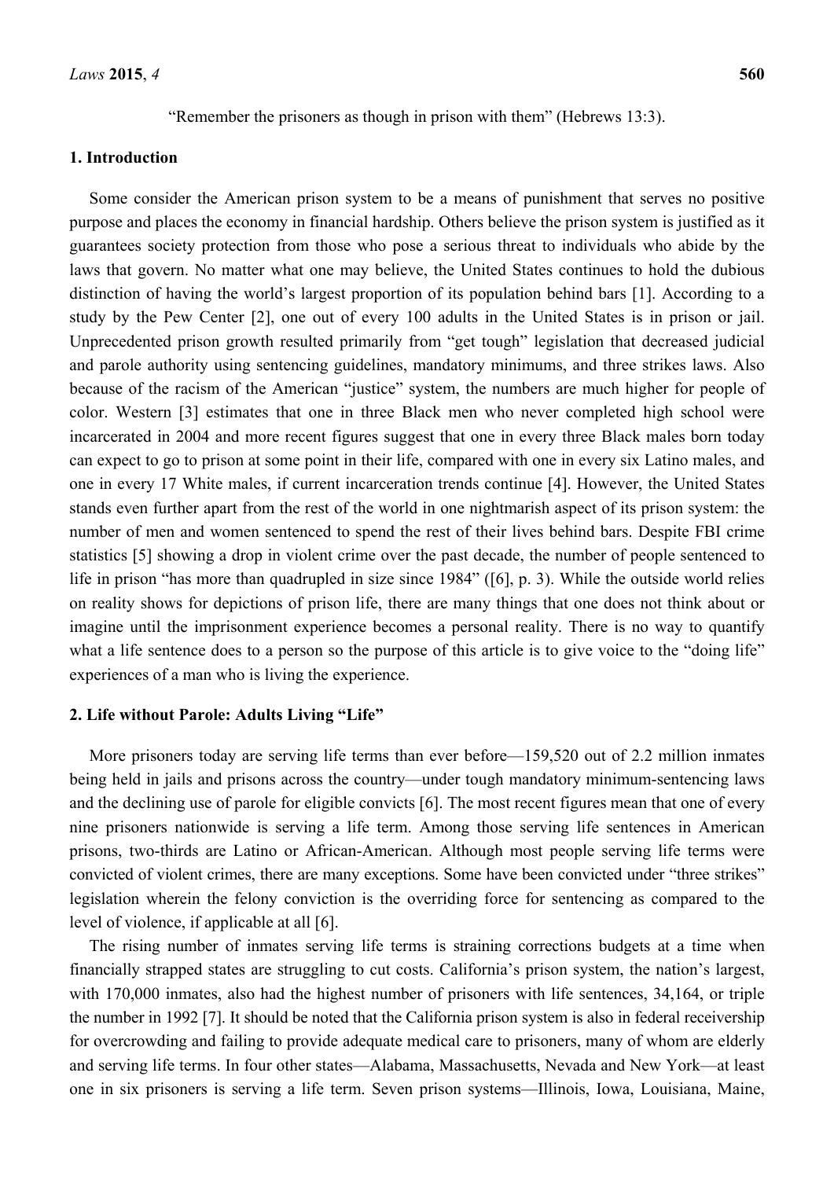"Remember the prisoners as though in prison with them" (Hebrews 13:3).

## 1. Introduction

Some consider the American prison system to be a means of punishment that serves no positive purpose and places the economy in financial hardship. Others believe the prison system is justified as it guarantees society protection from those who pose a serious threat to individuals who abide by the laws that govern. No matter what one may believe, the United States continues to hold the dubious distinction of having the world's largest proportion of its population behind bars [1]. According to a study by the Pew Center [2], one out of every 100 adults in the United States is in prison or jail. Unprecedented prison growth resulted primarily from "get tough" legislation that decreased judicial and parole authority using sentencing guidelines, mandatory minimums, and three strikes laws. Also because of the racism of the American "justice" system, the numbers are much higher for people of color. Western [3] estimates that one in three Black men who never completed high school were incarcerated in 2004 and more recent figures suggest that one in every three Black males born today can expect to go to prison at some point in their life, compared with one in every six Latino males, and one in every 17 White males, if current incarceration trends continue [4]. However, the United States stands even further apart from the rest of the world in one nightmarish aspect of its prison system: the number of men and women sentenced to spend the rest of their lives behind bars. Despite FBI crime statistics [5] showing a drop in violent crime over the past decade, the number of people sentenced to life in prison "has more than quadrupled in size since 1984" ([6], p. 3). While the outside world relies on reality shows for depictions of prison life, there are many things that one does not think about or imagine until the imprisonment experience becomes a personal reality. There is no way to quantify what a life sentence does to a person so the purpose of this article is to give voice to the "doing life" experiences of a man who is living the experience.

## 2. Life without Parole: Adults Living "Life"

More prisoners today are serving life terms than ever before—159,520 out of 2.2 million inmates being held in jails and prisons across the country—under tough mandatory minimum-sentencing laws and the declining use of parole for eligible convicts [6]. The most recent figures mean that one of every nine prisoners nationwide is serving a life term. Among those serving life sentences in American prisons, two-thirds are Latino or African-American. Although most people serving life terms were convicted of violent crimes, there are many exceptions. Some have been convicted under "three strikes" legislation wherein the felony conviction is the overriding force for sentencing as compared to the level of violence, if applicable at all [6].

The rising number of inmates serving life terms is straining corrections budgets at a time when financially strapped states are struggling to cut costs. California's prison system, the nation's largest, with 170,000 inmates, also had the highest number of prisoners with life sentences, 34,164, or triple the number in 1992 [7]. It should be noted that the California prison system is also in federal receivership for overcrowding and failing to provide adequate medical care to prisoners, many of whom are elderly and serving life terms. In four other states—Alabama, Massachusetts, Nevada and New York—at least one in six prisoners is serving a life term. Seven prison systems—Illinois, Iowa, Louisiana, Maine,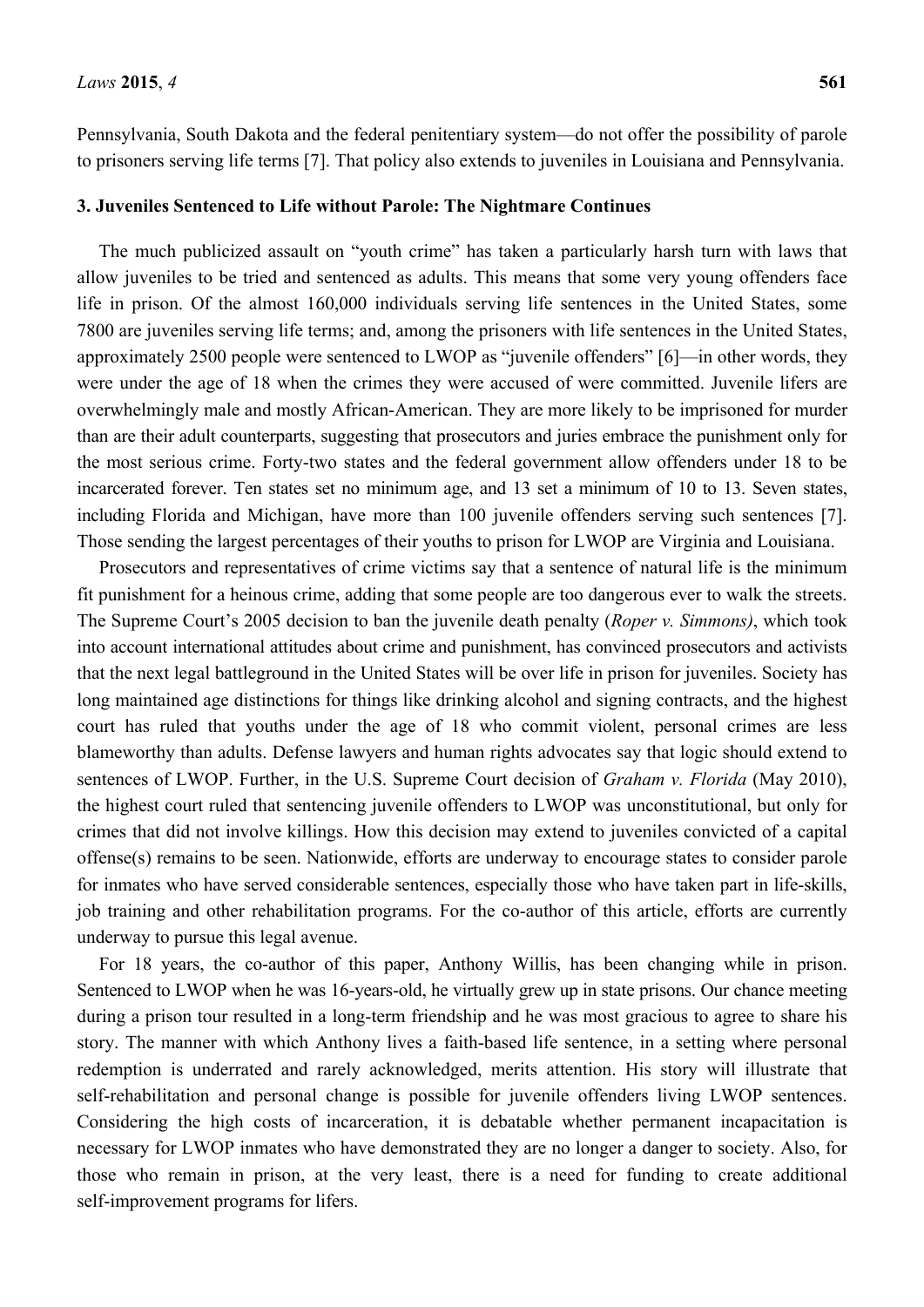Pennsylvania, South Dakota and the federal penitentiary system—do not offer the possibility of parole to prisoners serving life terms [7]. That policy also extends to juveniles in Louisiana and Pennsylvania.

### 3. Juveniles Sentenced to Life without Parole: The Nightmare Continues

The much publicized assault on "youth crime" has taken a particularly harsh turn with laws that allow juveniles to be tried and sentenced as adults. This means that some very young offenders face life in prison. Of the almost 160,000 individuals serving life sentences in the United States, some 7800 are juveniles serving life terms; and, among the prisoners with life sentences in the United States, approximately 2500 people were sentenced to LWOP as "juvenile offenders" [6]—in other words, they were under the age of 18 when the crimes they were accused of were committed. Juvenile lifers are overwhelmingly male and mostly African-American. They are more likely to be imprisoned for murder than are their adult counterparts, suggesting that prosecutors and juries embrace the punishment only for the most serious crime. Forty-two states and the federal government allow offenders under 18 to be incarcerated forever. Ten states set no minimum age, and 13 set a minimum of 10 to 13. Seven states, including Florida and Michigan, have more than 100 juvenile offenders serving such sentences [7]. Those sending the largest percentages of their youths to prison for LWOP are Virginia and Louisiana.

Prosecutors and representatives of crime victims say that a sentence of natural life is the minimum fit punishment for a heinous crime, adding that some people are too dangerous ever to walk the streets. The Supreme Court's 2005 decision to ban the juvenile death penalty (*Roper v. Simmons)*, which took into account international attitudes about crime and punishment, has convinced prosecutors and activists that the next legal battleground in the United States will be over life in prison for juveniles. Society has long maintained age distinctions for things like drinking alcohol and signing contracts, and the highest court has ruled that youths under the age of 18 who commit violent, personal crimes are less blameworthy than adults. Defense lawyers and human rights advocates say that logic should extend to sentences of LWOP. Further, in the U.S. Supreme Court decision of *Graham v. Florida* (May 2010), the highest court ruled that sentencing juvenile offenders to LWOP was unconstitutional, but only for crimes that did not involve killings. How this decision may extend to juveniles convicted of a capital offense(s) remains to be seen. Nationwide, efforts are underway to encourage states to consider parole for inmates who have served considerable sentences, especially those who have taken part in life-skills, job training and other rehabilitation programs. For the co-author of this article, efforts are currently underway to pursue this legal avenue.

For 18 years, the co-author of this paper, Anthony Willis, has been changing while in prison. Sentenced to LWOP when he was 16-years-old, he virtually grew up in state prisons. Our chance meeting during a prison tour resulted in a long-term friendship and he was most gracious to agree to share his story. The manner with which Anthony lives a faith-based life sentence, in a setting where personal redemption is underrated and rarely acknowledged, merits attention. His story will illustrate that self-rehabilitation and personal change is possible for juvenile offenders living LWOP sentences. Considering the high costs of incarceration, it is debatable whether permanent incapacitation is necessary for LWOP inmates who have demonstrated they are no longer a danger to society. Also, for those who remain in prison, at the very least, there is a need for funding to create additional self-improvement programs for lifers.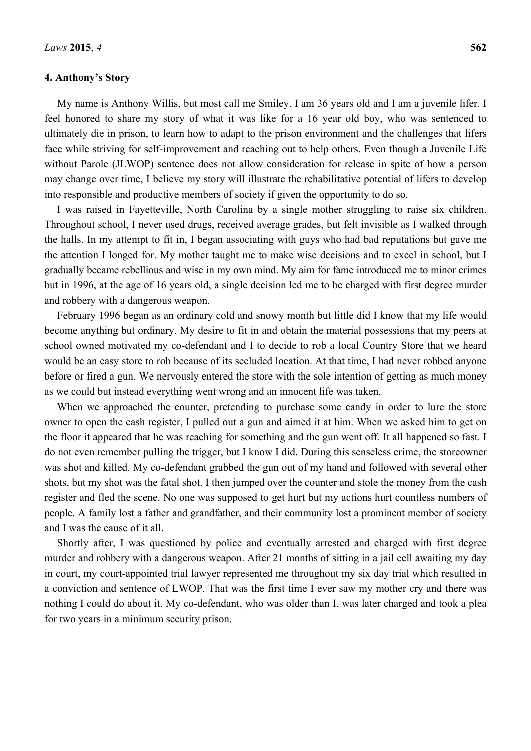## 4. Anthony's Story

My name is Anthony Willis, but most call me Smiley. I am 36 years old and I am a juvenile lifer. I feel honored to share my story of what it was like for a 16 year old boy, who was sentenced to ultimately die in prison, to learn how to adapt to the prison environment and the challenges that lifers face while striving for self-improvement and reaching out to help others. Even though a Juvenile Life without Parole (JLWOP) sentence does not allow consideration for release in spite of how a person may change over time, I believe my story will illustrate the rehabilitative potential of lifers to develop into responsible and productive members of society if given the opportunity to do so.

I was raised in Fayetteville, North Carolina by a single mother struggling to raise six children. Throughout school, I never used drugs, received average grades, but felt invisible as I walked through the halls. In my attempt to fit in, I began associating with guys who had bad reputations but gave me the attention I longed for. My mother taught me to make wise decisions and to excel in school, but I gradually became rebellious and wise in my own mind. My aim for fame introduced me to minor crimes but in 1996, at the age of 16 years old, a single decision led me to be charged with first degree murder and robbery with a dangerous weapon.

February 1996 began as an ordinary cold and snowy month but little did I know that my life would become anything but ordinary. My desire to fit in and obtain the material possessions that my peers at school owned motivated my co-defendant and I to decide to rob a local Country Store that we heard would be an easy store to rob because of its secluded location. At that time, I had never robbed anyone before or fired a gun. We nervously entered the store with the sole intention of getting as much money as we could but instead everything went wrong and an innocent life was taken.

When we approached the counter, pretending to purchase some candy in order to lure the store owner to open the cash register, I pulled out a gun and aimed it at him. When we asked him to get on the floor it appeared that he was reaching for something and the gun went off. It all happened so fast. I do not even remember pulling the trigger, but I know I did. During this senseless crime, the storeowner was shot and killed. My co-defendant grabbed the gun out of my hand and followed with several other shots, but my shot was the fatal shot. I then jumped over the counter and stole the money from the cash register and fled the scene. No one was supposed to get hurt but my actions hurt countless numbers of people. A family lost a father and grandfather, and their community lost a prominent member of society and I was the cause of it all.

Shortly after, I was questioned by police and eventually arrested and charged with first degree murder and robbery with a dangerous weapon. After 21 months of sitting in a jail cell awaiting my day in court, my court-appointed trial lawyer represented me throughout my six day trial which resulted in a conviction and sentence of LWOP. That was the first time I ever saw my mother cry and there was nothing I could do about it. My co-defendant, who was older than I, was later charged and took a plea for two years in a minimum security prison.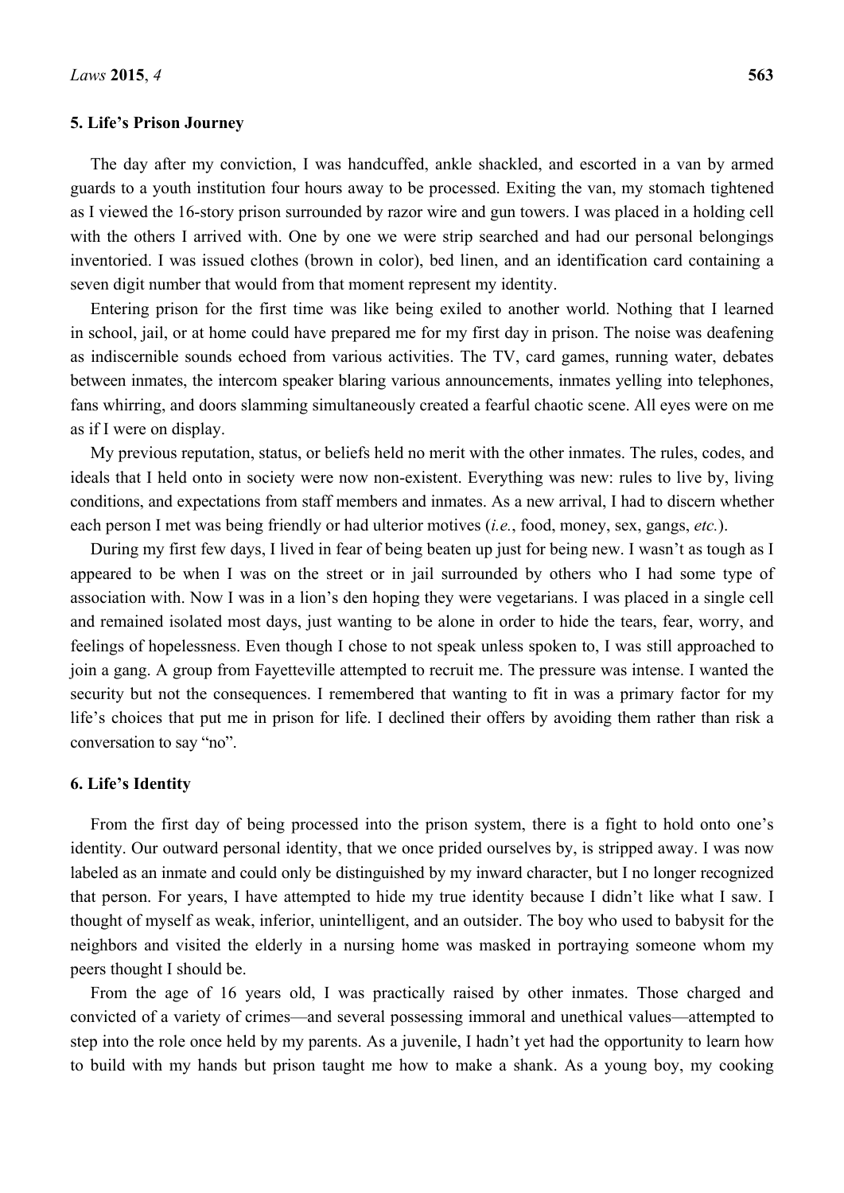## 5. Life's Prison Journey

The day after my conviction, I was handcuffed, ankle shackled, and escorted in a van by armed guards to a youth institution four hours away to be processed. Exiting the van, my stomach tightened as I viewed the 16-story prison surrounded by razor wire and gun towers. I was placed in a holding cell with the others I arrived with. One by one we were strip searched and had our personal belongings inventoried. I was issued clothes (brown in color), bed linen, and an identification card containing a seven digit number that would from that moment represent my identity.

Entering prison for the first time was like being exiled to another world. Nothing that I learned in school, jail, or at home could have prepared me for my first day in prison. The noise was deafening as indiscernible sounds echoed from various activities. The TV, card games, running water, debates between inmates, the intercom speaker blaring various announcements, inmates yelling into telephones, fans whirring, and doors slamming simultaneously created a fearful chaotic scene. All eyes were on me as if I were on display.

My previous reputation, status, or beliefs held no merit with the other inmates. The rules, codes, and ideals that I held onto in society were now non-existent. Everything was new: rules to live by, living conditions, and expectations from staff members and inmates. As a new arrival, I had to discern whether each person I met was being friendly or had ulterior motives (*i.e.*, food, money, sex, gangs, *etc.*).

During my first few days, I lived in fear of being beaten up just for being new. I wasn't as tough as I appeared to be when I was on the street or in jail surrounded by others who I had some type of association with. Now I was in a lion's den hoping they were vegetarians. I was placed in a single cell and remained isolated most days, just wanting to be alone in order to hide the tears, fear, worry, and feelings of hopelessness. Even though I chose to not speak unless spoken to, I was still approached to join a gang. A group from Fayetteville attempted to recruit me. The pressure was intense. I wanted the security but not the consequences. I remembered that wanting to fit in was a primary factor for my life's choices that put me in prison for life. I declined their offers by avoiding them rather than risk a conversation to say "no".

## 6. Life's Identity

From the first day of being processed into the prison system, there is a fight to hold onto one's identity. Our outward personal identity, that we once prided ourselves by, is stripped away. I was now labeled as an inmate and could only be distinguished by my inward character, but I no longer recognized that person. For years, I have attempted to hide my true identity because I didn't like what I saw. I thought of myself as weak, inferior, unintelligent, and an outsider. The boy who used to babysit for the neighbors and visited the elderly in a nursing home was masked in portraying someone whom my peers thought I should be.

From the age of 16 years old, I was practically raised by other inmates. Those charged and convicted of a variety of crimes—and several possessing immoral and unethical values—attempted to step into the role once held by my parents. As a juvenile, I hadn't yet had the opportunity to learn how to build with my hands but prison taught me how to make a shank. As a young boy, my cooking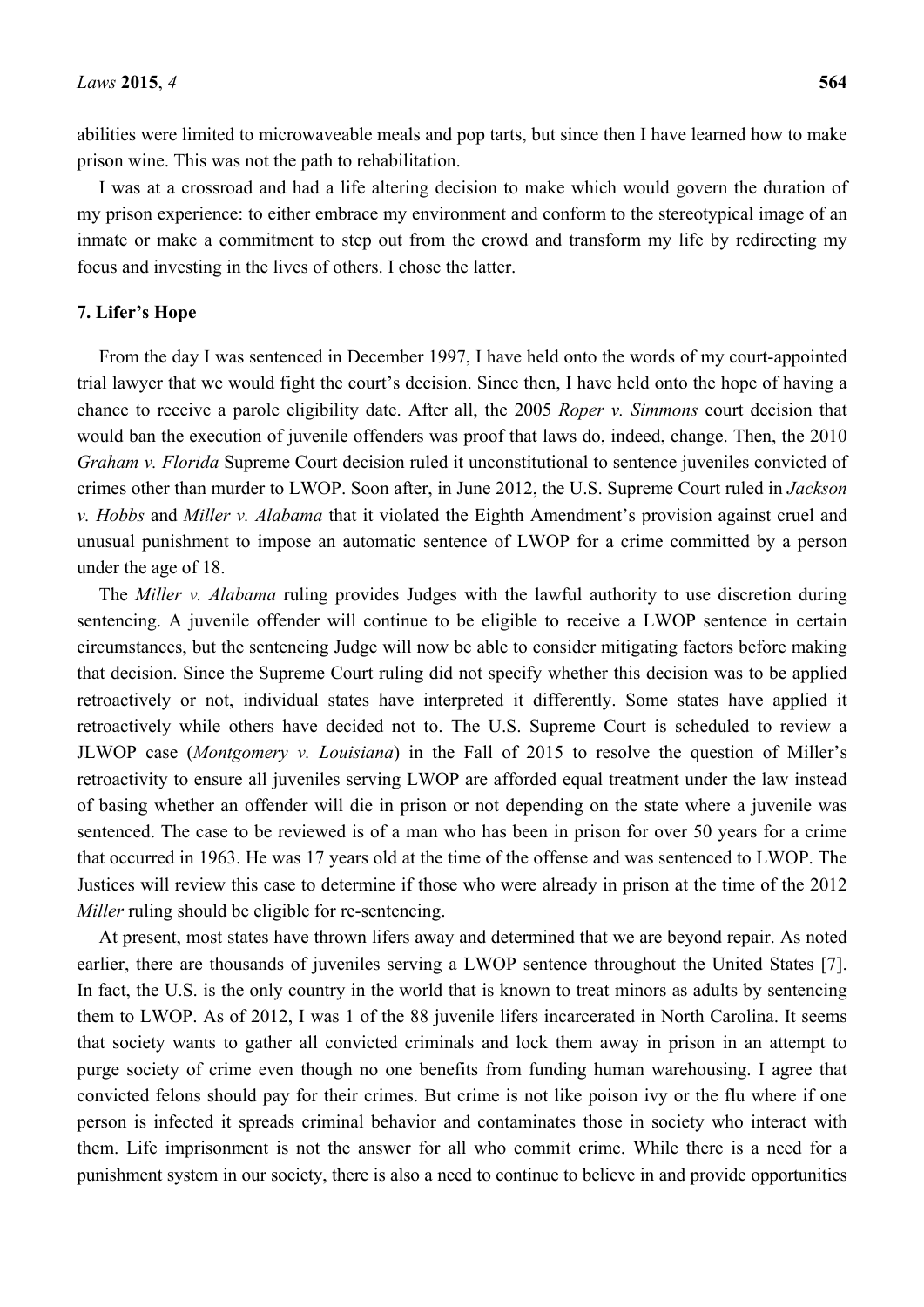abilities were limited to microwaveable meals and pop tarts, but since then I have learned how to make prison wine. This was not the path to rehabilitation.

I was at a crossroad and had a life altering decision to make which would govern the duration of my prison experience: to either embrace my environment and conform to the stereotypical image of an inmate or make a commitment to step out from the crowd and transform my life by redirecting my focus and investing in the lives of others. I chose the latter.

## 7. Lifer's Hope

From the day I was sentenced in December 1997, I have held onto the words of my court-appointed trial lawyer that we would fight the court's decision. Since then, I have held onto the hope of having a chance to receive a parole eligibility date. After all, the 2005 *Roper v. Simmons* court decision that would ban the execution of juvenile offenders was proof that laws do, indeed, change. Then, the 2010 *Graham v. Florida* Supreme Court decision ruled it unconstitutional to sentence juveniles convicted of crimes other than murder to LWOP. Soon after, in June 2012, the U.S. Supreme Court ruled in *Jackson v. Hobbs* and *Miller v. Alabama* that it violated the Eighth Amendment's provision against cruel and unusual punishment to impose an automatic sentence of LWOP for a crime committed by a person under the age of 18.

The *Miller v. Alabama* ruling provides Judges with the lawful authority to use discretion during sentencing. A juvenile offender will continue to be eligible to receive a LWOP sentence in certain circumstances, but the sentencing Judge will now be able to consider mitigating factors before making that decision. Since the Supreme Court ruling did not specify whether this decision was to be applied retroactively or not, individual states have interpreted it differently. Some states have applied it retroactively while others have decided not to. The U.S. Supreme Court is scheduled to review a JLWOP case (*Montgomery v. Louisiana*) in the Fall of 2015 to resolve the question of Miller's retroactivity to ensure all juveniles serving LWOP are afforded equal treatment under the law instead of basing whether an offender will die in prison or not depending on the state where a juvenile was sentenced. The case to be reviewed is of a man who has been in prison for over 50 years for a crime that occurred in 1963. He was 17 years old at the time of the offense and was sentenced to LWOP. The Justices will review this case to determine if those who were already in prison at the time of the 2012 *Miller* ruling should be eligible for re-sentencing.

At present, most states have thrown lifers away and determined that we are beyond repair. As noted earlier, there are thousands of juveniles serving a LWOP sentence throughout the United States [7]. In fact, the U.S. is the only country in the world that is known to treat minors as adults by sentencing them to LWOP. As of 2012, I was 1 of the 88 juvenile lifers incarcerated in North Carolina. It seems that society wants to gather all convicted criminals and lock them away in prison in an attempt to purge society of crime even though no one benefits from funding human warehousing. I agree that convicted felons should pay for their crimes. But crime is not like poison ivy or the flu where if one person is infected it spreads criminal behavior and contaminates those in society who interact with them. Life imprisonment is not the answer for all who commit crime. While there is a need for a punishment system in our society, there is also a need to continue to believe in and provide opportunities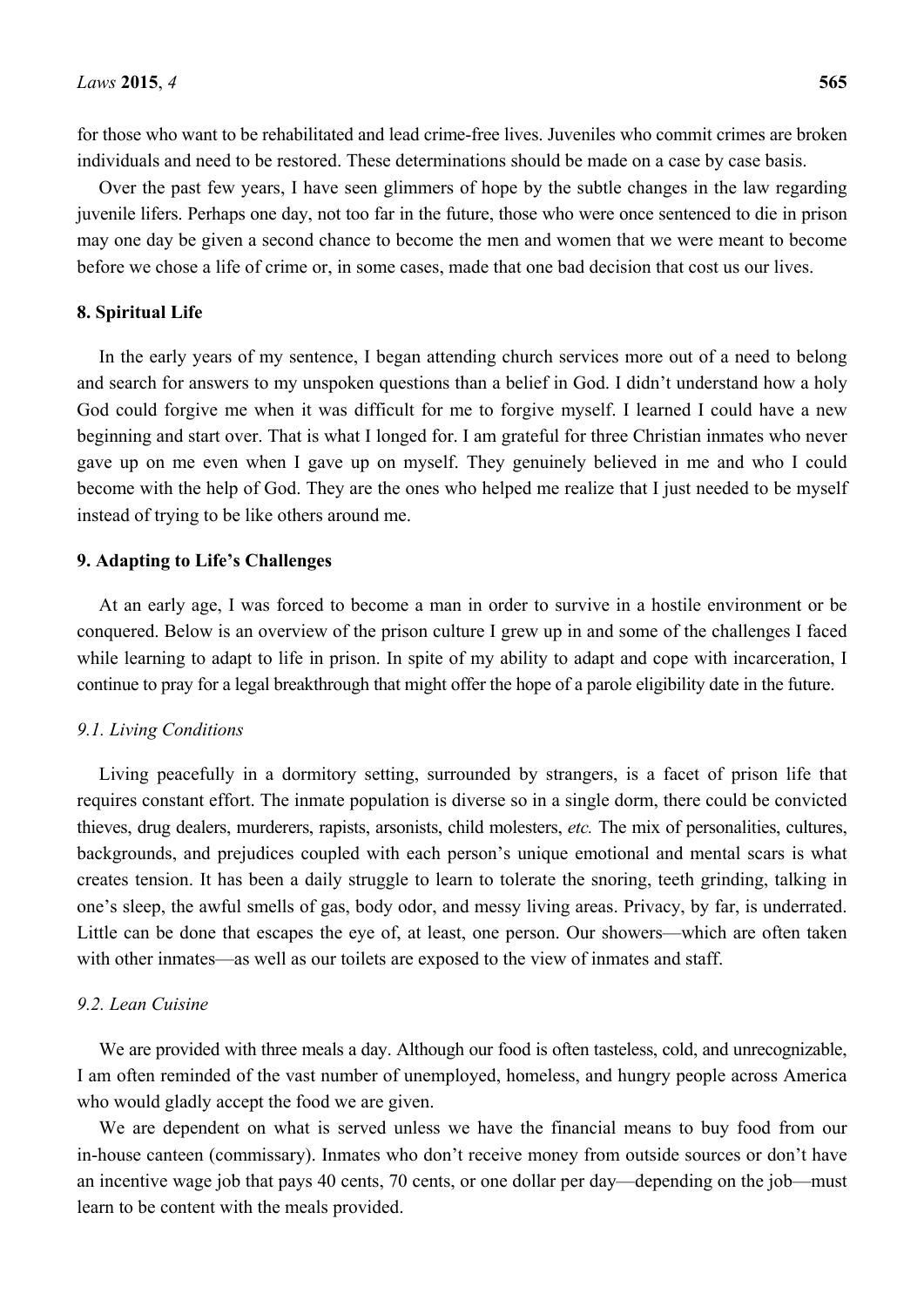for those who want to be rehabilitated and lead crime-free lives. Juveniles who commit crimes are broken individuals and need to be restored. These determinations should be made on a case by case basis.

Over the past few years, I have seen glimmers of hope by the subtle changes in the law regarding juvenile lifers. Perhaps one day, not too far in the future, those who were once sentenced to die in prison may one day be given a second chance to become the men and women that we were meant to become before we chose a life of crime or, in some cases, made that one bad decision that cost us our lives.

## 8. Spiritual Life

In the early years of my sentence, I began attending church services more out of a need to belong and search for answers to my unspoken questions than a belief in God. I didn't understand how a holy God could forgive me when it was difficult for me to forgive myself. I learned I could have a new beginning and start over. That is what I longed for. I am grateful for three Christian inmates who never gave up on me even when I gave up on myself. They genuinely believed in me and who I could become with the help of God. They are the ones who helped me realize that I just needed to be myself instead of trying to be like others around me.

## 9. Adapting to Life's Challenges

At an early age, I was forced to become a man in order to survive in a hostile environment or be conquered. Below is an overview of the prison culture I grew up in and some of the challenges I faced while learning to adapt to life in prison. In spite of my ability to adapt and cope with incarceration, I continue to pray for a legal breakthrough that might offer the hope of a parole eligibility date in the future.

### *9.1. Living Conditions*

Living peacefully in a dormitory setting, surrounded by strangers, is a facet of prison life that requires constant effort. The inmate population is diverse so in a single dorm, there could be convicted thieves, drug dealers, murderers, rapists, arsonists, child molesters, *etc.* The mix of personalities, cultures, backgrounds, and prejudices coupled with each person's unique emotional and mental scars is what creates tension. It has been a daily struggle to learn to tolerate the snoring, teeth grinding, talking in one's sleep, the awful smells of gas, body odor, and messy living areas. Privacy, by far, is underrated. Little can be done that escapes the eye of, at least, one person. Our showers—which are often taken with other inmates—as well as our toilets are exposed to the view of inmates and staff.

### *9.2. Lean Cuisine*

We are provided with three meals a day. Although our food is often tasteless, cold, and unrecognizable, I am often reminded of the vast number of unemployed, homeless, and hungry people across America who would gladly accept the food we are given.

We are dependent on what is served unless we have the financial means to buy food from our in-house canteen (commissary). Inmates who don't receive money from outside sources or don't have an incentive wage job that pays 40 cents, 70 cents, or one dollar per day—depending on the job—must learn to be content with the meals provided.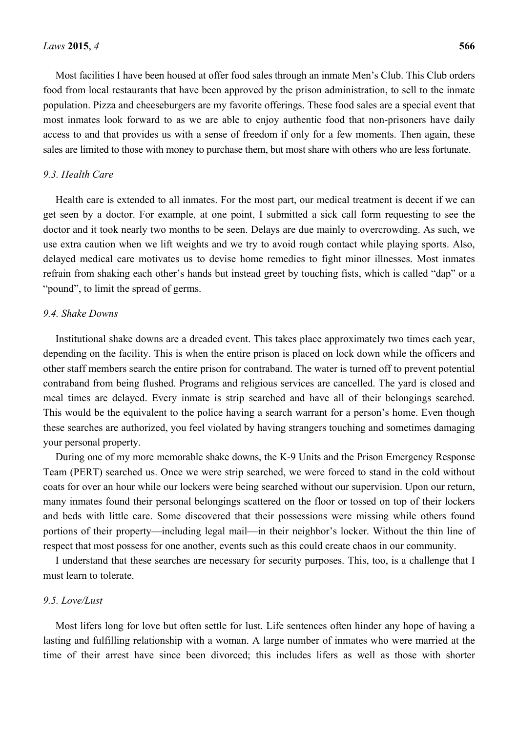Most facilities I have been housed at offer food sales through an inmate Men's Club. This Club orders food from local restaurants that have been approved by the prison administration, to sell to the inmate population. Pizza and cheeseburgers are my favorite offerings. These food sales are a special event that most inmates look forward to as we are able to enjoy authentic food that non-prisoners have daily access to and that provides us with a sense of freedom if only for a few moments. Then again, these sales are limited to those with money to purchase them, but most share with others who are less fortunate.

### *9.3. Health Care*

Health care is extended to all inmates. For the most part, our medical treatment is decent if we can get seen by a doctor. For example, at one point, I submitted a sick call form requesting to see the doctor and it took nearly two months to be seen. Delays are due mainly to overcrowding. As such, we use extra caution when we lift weights and we try to avoid rough contact while playing sports. Also, delayed medical care motivates us to devise home remedies to fight minor illnesses. Most inmates refrain from shaking each other's hands but instead greet by touching fists, which is called "dap" or a "pound", to limit the spread of germs.

### *9.4. Shake Downs*

Institutional shake downs are a dreaded event. This takes place approximately two times each year, depending on the facility. This is when the entire prison is placed on lock down while the officers and other staff members search the entire prison for contraband. The water is turned off to prevent potential contraband from being flushed. Programs and religious services are cancelled. The yard is closed and meal times are delayed. Every inmate is strip searched and have all of their belongings searched. This would be the equivalent to the police having a search warrant for a person's home. Even though these searches are authorized, you feel violated by having strangers touching and sometimes damaging your personal property.

During one of my more memorable shake downs, the K-9 Units and the Prison Emergency Response Team (PERT) searched us. Once we were strip searched, we were forced to stand in the cold without coats for over an hour while our lockers were being searched without our supervision. Upon our return, many inmates found their personal belongings scattered on the floor or tossed on top of their lockers and beds with little care. Some discovered that their possessions were missing while others found portions of their property—including legal mail—in their neighbor's locker. Without the thin line of respect that most possess for one another, events such as this could create chaos in our community.

I understand that these searches are necessary for security purposes. This, too, is a challenge that I must learn to tolerate.

### *9.5. Love/Lust*

Most lifers long for love but often settle for lust. Life sentences often hinder any hope of having a lasting and fulfilling relationship with a woman. A large number of inmates who were married at the time of their arrest have since been divorced; this includes lifers as well as those with shorter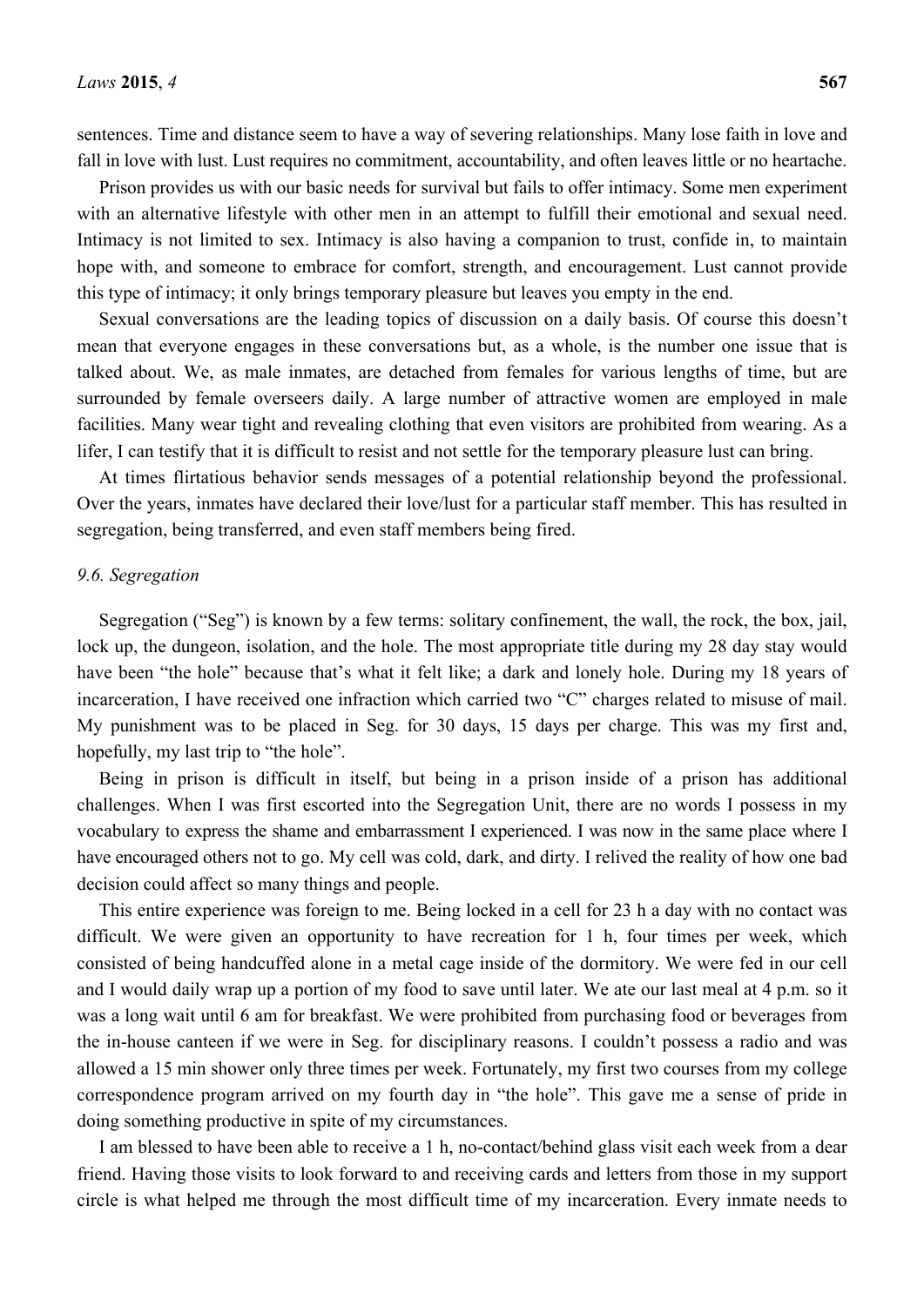sentences. Time and distance seem to have a way of severing relationships. Many lose faith in love and fall in love with lust. Lust requires no commitment, accountability, and often leaves little or no heartache.

Prison provides us with our basic needs for survival but fails to offer intimacy. Some men experiment with an alternative lifestyle with other men in an attempt to fulfill their emotional and sexual need. Intimacy is not limited to sex. Intimacy is also having a companion to trust, confide in, to maintain hope with, and someone to embrace for comfort, strength, and encouragement. Lust cannot provide this type of intimacy; it only brings temporary pleasure but leaves you empty in the end.

Sexual conversations are the leading topics of discussion on a daily basis. Of course this doesn't mean that everyone engages in these conversations but, as a whole, is the number one issue that is talked about. We, as male inmates, are detached from females for various lengths of time, but are surrounded by female overseers daily. A large number of attractive women are employed in male facilities. Many wear tight and revealing clothing that even visitors are prohibited from wearing. As a lifer, I can testify that it is difficult to resist and not settle for the temporary pleasure lust can bring.

At times flirtatious behavior sends messages of a potential relationship beyond the professional. Over the years, inmates have declared their love/lust for a particular staff member. This has resulted in segregation, being transferred, and even staff members being fired.

### *9.6. Segregation*

Segregation ("Seg") is known by a few terms: solitary confinement, the wall, the rock, the box, jail, lock up, the dungeon, isolation, and the hole. The most appropriate title during my 28 day stay would have been "the hole" because that's what it felt like; a dark and lonely hole. During my 18 years of incarceration, I have received one infraction which carried two "C" charges related to misuse of mail. My punishment was to be placed in Seg. for 30 days, 15 days per charge. This was my first and, hopefully, my last trip to "the hole".

Being in prison is difficult in itself, but being in a prison inside of a prison has additional challenges. When I was first escorted into the Segregation Unit, there are no words I possess in my vocabulary to express the shame and embarrassment I experienced. I was now in the same place where I have encouraged others not to go. My cell was cold, dark, and dirty. I relived the reality of how one bad decision could affect so many things and people.

This entire experience was foreign to me. Being locked in a cell for 23 h a day with no contact was difficult. We were given an opportunity to have recreation for 1 h, four times per week, which consisted of being handcuffed alone in a metal cage inside of the dormitory. We were fed in our cell and I would daily wrap up a portion of my food to save until later. We ate our last meal at 4 p.m. so it was a long wait until 6 am for breakfast. We were prohibited from purchasing food or beverages from the in-house canteen if we were in Seg. for disciplinary reasons. I couldn't possess a radio and was allowed a 15 min shower only three times per week. Fortunately, my first two courses from my college correspondence program arrived on my fourth day in "the hole". This gave me a sense of pride in doing something productive in spite of my circumstances.

I am blessed to have been able to receive a 1 h, no-contact/behind glass visit each week from a dear friend. Having those visits to look forward to and receiving cards and letters from those in my support circle is what helped me through the most difficult time of my incarceration. Every inmate needs to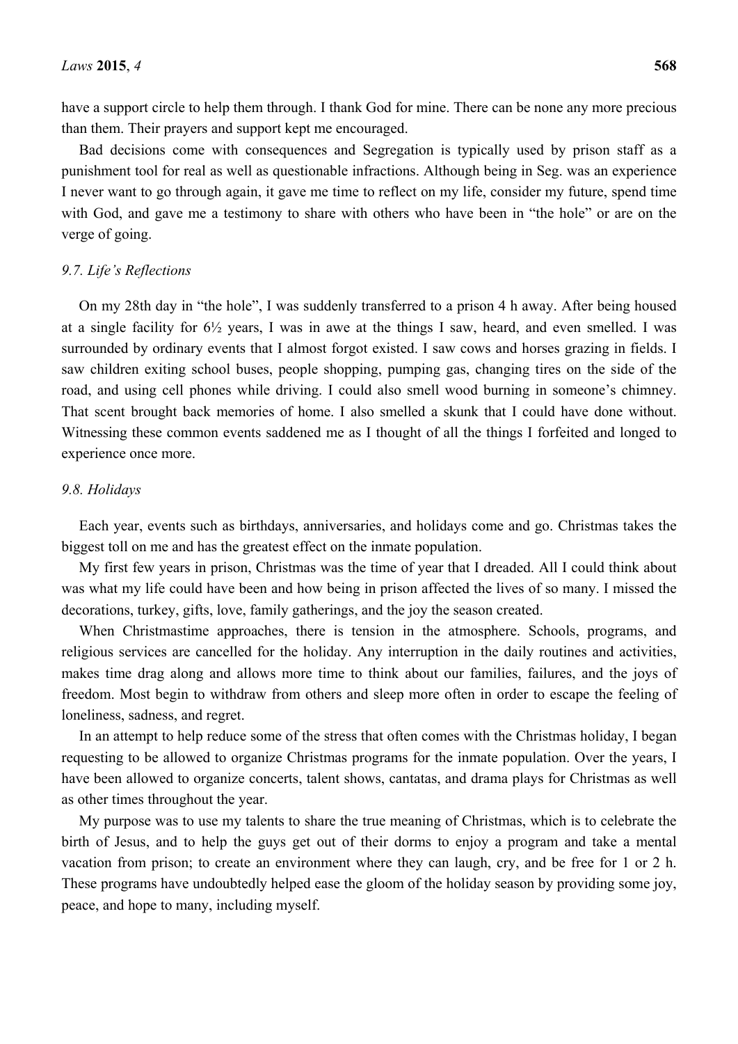have a support circle to help them through. I thank God for mine. There can be none any more precious than them. Their prayers and support kept me encouraged.

Bad decisions come with consequences and Segregation is typically used by prison staff as a punishment tool for real as well as questionable infractions. Although being in Seg. was an experience I never want to go through again, it gave me time to reflect on my life, consider my future, spend time with God, and gave me a testimony to share with others who have been in "the hole" or are on the verge of going.

### *9.7. Life's Reflections*

On my 28th day in "the hole", I was suddenly transferred to a prison 4 h away. After being housed at a single facility for 6½ years, I was in awe at the things I saw, heard, and even smelled. I was surrounded by ordinary events that I almost forgot existed. I saw cows and horses grazing in fields. I saw children exiting school buses, people shopping, pumping gas, changing tires on the side of the road, and using cell phones while driving. I could also smell wood burning in someone's chimney. That scent brought back memories of home. I also smelled a skunk that I could have done without. Witnessing these common events saddened me as I thought of all the things I forfeited and longed to experience once more.

### *9.8. Holidays*

Each year, events such as birthdays, anniversaries, and holidays come and go. Christmas takes the biggest toll on me and has the greatest effect on the inmate population.

My first few years in prison, Christmas was the time of year that I dreaded. All I could think about was what my life could have been and how being in prison affected the lives of so many. I missed the decorations, turkey, gifts, love, family gatherings, and the joy the season created.

When Christmastime approaches, there is tension in the atmosphere. Schools, programs, and religious services are cancelled for the holiday. Any interruption in the daily routines and activities, makes time drag along and allows more time to think about our families, failures, and the joys of freedom. Most begin to withdraw from others and sleep more often in order to escape the feeling of loneliness, sadness, and regret.

In an attempt to help reduce some of the stress that often comes with the Christmas holiday, I began requesting to be allowed to organize Christmas programs for the inmate population. Over the years, I have been allowed to organize concerts, talent shows, cantatas, and drama plays for Christmas as well as other times throughout the year.

My purpose was to use my talents to share the true meaning of Christmas, which is to celebrate the birth of Jesus, and to help the guys get out of their dorms to enjoy a program and take a mental vacation from prison; to create an environment where they can laugh, cry, and be free for 1 or 2 h. These programs have undoubtedly helped ease the gloom of the holiday season by providing some joy, peace, and hope to many, including myself.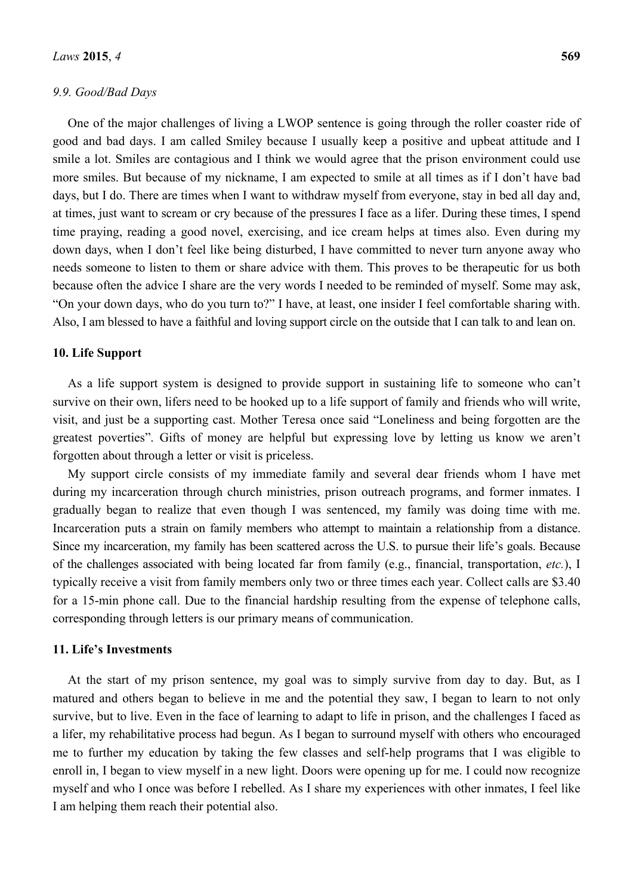### *9.9. Good/Bad Days*

One of the major challenges of living a LWOP sentence is going through the roller coaster ride of good and bad days. I am called Smiley because I usually keep a positive and upbeat attitude and I smile a lot. Smiles are contagious and I think we would agree that the prison environment could use more smiles. But because of my nickname, I am expected to smile at all times as if I don't have bad days, but I do. There are times when I want to withdraw myself from everyone, stay in bed all day and, at times, just want to scream or cry because of the pressures I face as a lifer. During these times, I spend time praying, reading a good novel, exercising, and ice cream helps at times also. Even during my down days, when I don't feel like being disturbed, I have committed to never turn anyone away who needs someone to listen to them or share advice with them. This proves to be therapeutic for us both because often the advice I share are the very words I needed to be reminded of myself. Some may ask, "On your down days, who do you turn to?" I have, at least, one insider I feel comfortable sharing with. Also, I am blessed to have a faithful and loving support circle on the outside that I can talk to and lean on.

## 10. Life Support

As a life support system is designed to provide support in sustaining life to someone who can't survive on their own, lifers need to be hooked up to a life support of family and friends who will write, visit, and just be a supporting cast. Mother Teresa once said "Loneliness and being forgotten are the greatest poverties". Gifts of money are helpful but expressing love by letting us know we aren't forgotten about through a letter or visit is priceless.

My support circle consists of my immediate family and several dear friends whom I have met during my incarceration through church ministries, prison outreach programs, and former inmates. I gradually began to realize that even though I was sentenced, my family was doing time with me. Incarceration puts a strain on family members who attempt to maintain a relationship from a distance. Since my incarceration, my family has been scattered across the U.S. to pursue their life's goals. Because of the challenges associated with being located far from family (e.g., financial, transportation, *etc.*), I typically receive a visit from family members only two or three times each year. Collect calls are $3.40 for a 15-min phone call. Due to the financial hardship resulting from the expense of telephone calls, corresponding through letters is our primary means of communication.

## 11. Life's Investments

At the start of my prison sentence, my goal was to simply survive from day to day. But, as I matured and others began to believe in me and the potential they saw, I began to learn to not only survive, but to live. Even in the face of learning to adapt to life in prison, and the challenges I faced as a lifer, my rehabilitative process had begun. As I began to surround myself with others who encouraged me to further my education by taking the few classes and self-help programs that I was eligible to enroll in, I began to view myself in a new light. Doors were opening up for me. I could now recognize myself and who I once was before I rebelled. As I share my experiences with other inmates, I feel like I am helping them reach their potential also.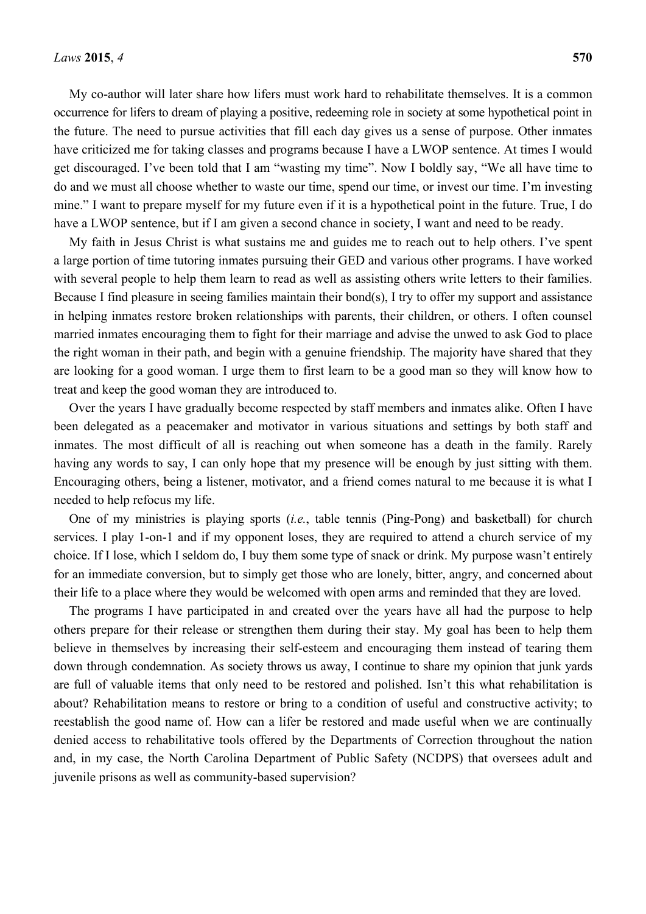My co-author will later share how lifers must work hard to rehabilitate themselves. It is a common occurrence for lifers to dream of playing a positive, redeeming role in society at some hypothetical point in the future. The need to pursue activities that fill each day gives us a sense of purpose. Other inmates have criticized me for taking classes and programs because I have a LWOP sentence. At times I would get discouraged. I've been told that I am "wasting my time". Now I boldly say, "We all have time to do and we must all choose whether to waste our time, spend our time, or invest our time. I'm investing mine." I want to prepare myself for my future even if it is a hypothetical point in the future. True, I do have a LWOP sentence, but if I am given a second chance in society, I want and need to be ready.

My faith in Jesus Christ is what sustains me and guides me to reach out to help others. I've spent a large portion of time tutoring inmates pursuing their GED and various other programs. I have worked with several people to help them learn to read as well as assisting others write letters to their families. Because I find pleasure in seeing families maintain their bond(s), I try to offer my support and assistance in helping inmates restore broken relationships with parents, their children, or others. I often counsel married inmates encouraging them to fight for their marriage and advise the unwed to ask God to place the right woman in their path, and begin with a genuine friendship. The majority have shared that they are looking for a good woman. I urge them to first learn to be a good man so they will know how to treat and keep the good woman they are introduced to.

Over the years I have gradually become respected by staff members and inmates alike. Often I have been delegated as a peacemaker and motivator in various situations and settings by both staff and inmates. The most difficult of all is reaching out when someone has a death in the family. Rarely having any words to say, I can only hope that my presence will be enough by just sitting with them. Encouraging others, being a listener, motivator, and a friend comes natural to me because it is what I needed to help refocus my life.

One of my ministries is playing sports (*i.e.*, table tennis (Ping-Pong) and basketball) for church services. I play 1-on-1 and if my opponent loses, they are required to attend a church service of my choice. If I lose, which I seldom do, I buy them some type of snack or drink. My purpose wasn't entirely for an immediate conversion, but to simply get those who are lonely, bitter, angry, and concerned about their life to a place where they would be welcomed with open arms and reminded that they are loved.

The programs I have participated in and created over the years have all had the purpose to help others prepare for their release or strengthen them during their stay. My goal has been to help them believe in themselves by increasing their self-esteem and encouraging them instead of tearing them down through condemnation. As society throws us away, I continue to share my opinion that junk yards are full of valuable items that only need to be restored and polished. Isn't this what rehabilitation is about? Rehabilitation means to restore or bring to a condition of useful and constructive activity; to reestablish the good name of. How can a lifer be restored and made useful when we are continually denied access to rehabilitative tools offered by the Departments of Correction throughout the nation and, in my case, the North Carolina Department of Public Safety (NCDPS) that oversees adult and juvenile prisons as well as community-based supervision?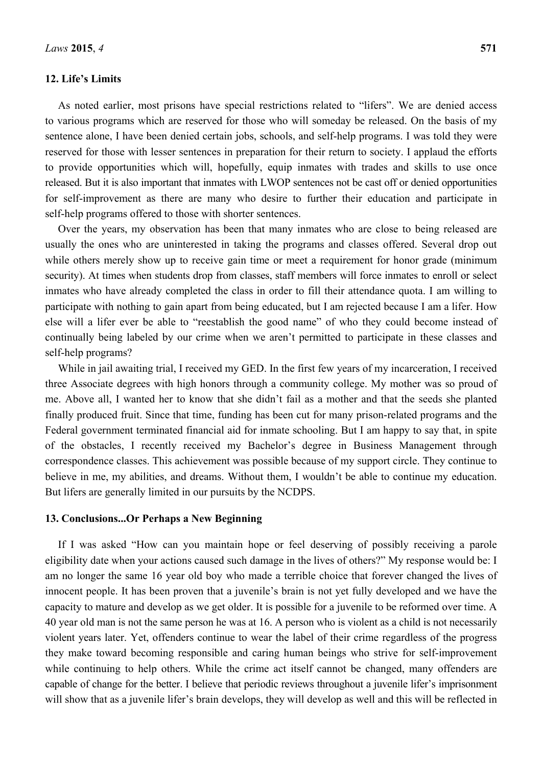## 12. Life's Limits

As noted earlier, most prisons have special restrictions related to "lifers". We are denied access to various programs which are reserved for those who will someday be released. On the basis of my sentence alone, I have been denied certain jobs, schools, and self-help programs. I was told they were reserved for those with lesser sentences in preparation for their return to society. I applaud the efforts to provide opportunities which will, hopefully, equip inmates with trades and skills to use once released. But it is also important that inmates with LWOP sentences not be cast off or denied opportunities for self-improvement as there are many who desire to further their education and participate in self-help programs offered to those with shorter sentences.

Over the years, my observation has been that many inmates who are close to being released are usually the ones who are uninterested in taking the programs and classes offered. Several drop out while others merely show up to receive gain time or meet a requirement for honor grade (minimum security). At times when students drop from classes, staff members will force inmates to enroll or select inmates who have already completed the class in order to fill their attendance quota. I am willing to participate with nothing to gain apart from being educated, but I am rejected because I am a lifer. How else will a lifer ever be able to "reestablish the good name" of who they could become instead of continually being labeled by our crime when we aren't permitted to participate in these classes and self-help programs?

While in jail awaiting trial, I received my GED. In the first few years of my incarceration, I received three Associate degrees with high honors through a community college. My mother was so proud of me. Above all, I wanted her to know that she didn't fail as a mother and that the seeds she planted finally produced fruit. Since that time, funding has been cut for many prison-related programs and the Federal government terminated financial aid for inmate schooling. But I am happy to say that, in spite of the obstacles, I recently received my Bachelor's degree in Business Management through correspondence classes. This achievement was possible because of my support circle. They continue to believe in me, my abilities, and dreams. Without them, I wouldn't be able to continue my education. But lifers are generally limited in our pursuits by the NCDPS.

## 13. Conclusions...Or Perhaps a New Beginning

If I was asked "How can you maintain hope or feel deserving of possibly receiving a parole eligibility date when your actions caused such damage in the lives of others?" My response would be: I am no longer the same 16 year old boy who made a terrible choice that forever changed the lives of innocent people. It has been proven that a juvenile's brain is not yet fully developed and we have the capacity to mature and develop as we get older. It is possible for a juvenile to be reformed over time. A 40 year old man is not the same person he was at 16. A person who is violent as a child is not necessarily violent years later. Yet, offenders continue to wear the label of their crime regardless of the progress they make toward becoming responsible and caring human beings who strive for self-improvement while continuing to help others. While the crime act itself cannot be changed, many offenders are capable of change for the better. I believe that periodic reviews throughout a juvenile lifer's imprisonment will show that as a juvenile lifer's brain develops, they will develop as well and this will be reflected in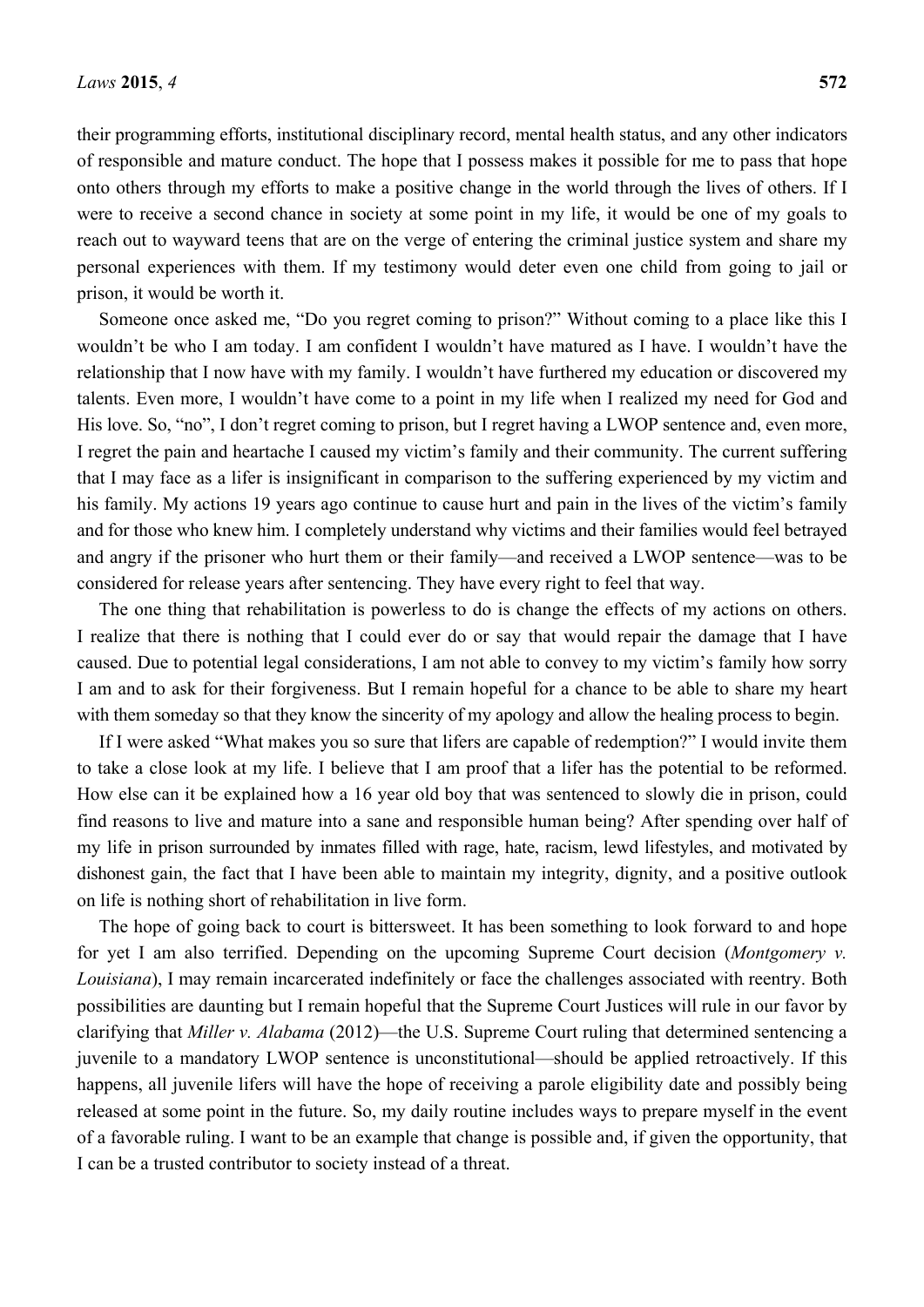their programming efforts, institutional disciplinary record, mental health status, and any other indicators of responsible and mature conduct. The hope that I possess makes it possible for me to pass that hope onto others through my efforts to make a positive change in the world through the lives of others. If I were to receive a second chance in society at some point in my life, it would be one of my goals to reach out to wayward teens that are on the verge of entering the criminal justice system and share my personal experiences with them. If my testimony would deter even one child from going to jail or prison, it would be worth it.

Someone once asked me, "Do you regret coming to prison?" Without coming to a place like this I wouldn't be who I am today. I am confident I wouldn't have matured as I have. I wouldn't have the relationship that I now have with my family. I wouldn't have furthered my education or discovered my talents. Even more, I wouldn't have come to a point in my life when I realized my need for God and His love. So, "no", I don't regret coming to prison, but I regret having a LWOP sentence and, even more, I regret the pain and heartache I caused my victim's family and their community. The current suffering that I may face as a lifer is insignificant in comparison to the suffering experienced by my victim and his family. My actions 19 years ago continue to cause hurt and pain in the lives of the victim's family and for those who knew him. I completely understand why victims and their families would feel betrayed and angry if the prisoner who hurt them or their family—and received a LWOP sentence—was to be considered for release years after sentencing. They have every right to feel that way.

The one thing that rehabilitation is powerless to do is change the effects of my actions on others. I realize that there is nothing that I could ever do or say that would repair the damage that I have caused. Due to potential legal considerations, I am not able to convey to my victim's family how sorry I am and to ask for their forgiveness. But I remain hopeful for a chance to be able to share my heart with them someday so that they know the sincerity of my apology and allow the healing process to begin.

If I were asked "What makes you so sure that lifers are capable of redemption?" I would invite them to take a close look at my life. I believe that I am proof that a lifer has the potential to be reformed. How else can it be explained how a 16 year old boy that was sentenced to slowly die in prison, could find reasons to live and mature into a sane and responsible human being? After spending over half of my life in prison surrounded by inmates filled with rage, hate, racism, lewd lifestyles, and motivated by dishonest gain, the fact that I have been able to maintain my integrity, dignity, and a positive outlook on life is nothing short of rehabilitation in live form.

The hope of going back to court is bittersweet. It has been something to look forward to and hope for yet I am also terrified. Depending on the upcoming Supreme Court decision (*Montgomery v. Louisiana*), I may remain incarcerated indefinitely or face the challenges associated with reentry. Both possibilities are daunting but I remain hopeful that the Supreme Court Justices will rule in our favor by clarifying that *Miller v. Alabama* (2012)—the U.S. Supreme Court ruling that determined sentencing a juvenile to a mandatory LWOP sentence is unconstitutional—should be applied retroactively. If this happens, all juvenile lifers will have the hope of receiving a parole eligibility date and possibly being released at some point in the future. So, my daily routine includes ways to prepare myself in the event of a favorable ruling. I want to be an example that change is possible and, if given the opportunity, that I can be a trusted contributor to society instead of a threat.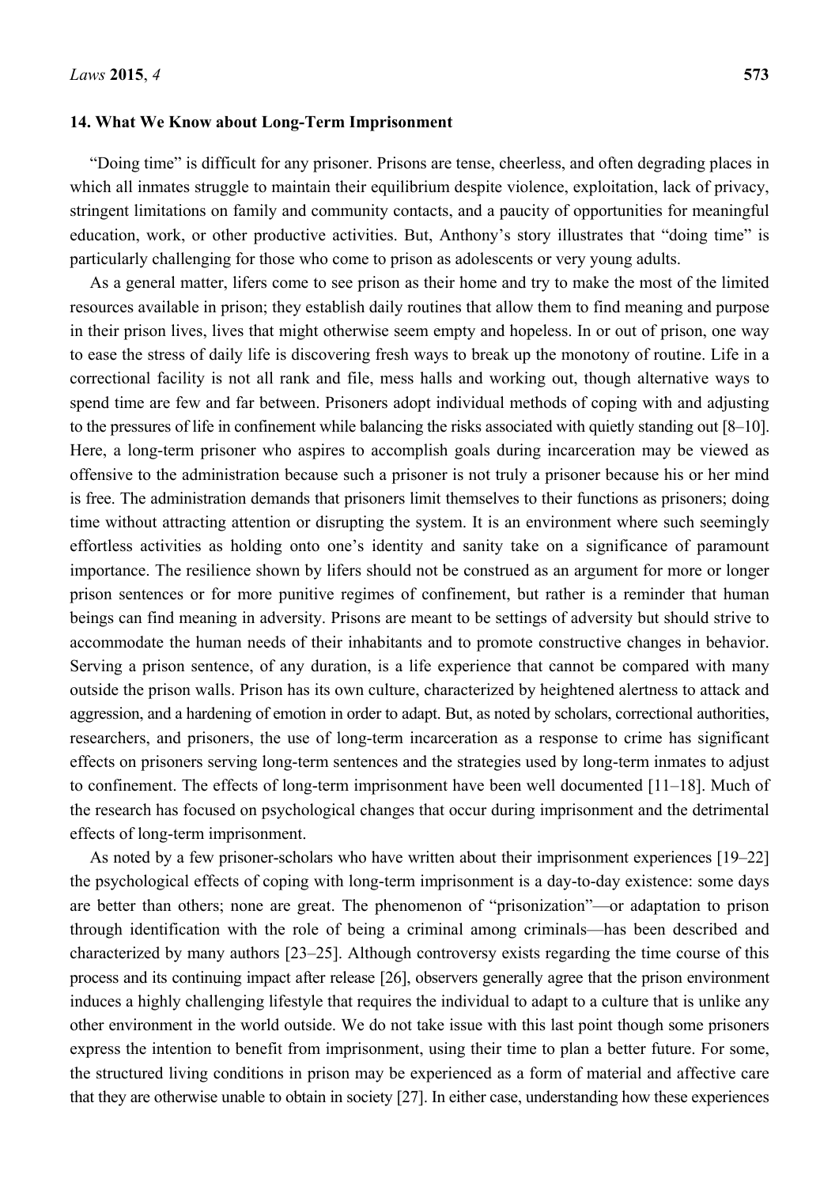## 14. What We Know about Long-Term Imprisonment

"Doing time" is difficult for any prisoner. Prisons are tense, cheerless, and often degrading places in which all inmates struggle to maintain their equilibrium despite violence, exploitation, lack of privacy, stringent limitations on family and community contacts, and a paucity of opportunities for meaningful education, work, or other productive activities. But, Anthony's story illustrates that "doing time" is particularly challenging for those who come to prison as adolescents or very young adults.

As a general matter, lifers come to see prison as their home and try to make the most of the limited resources available in prison; they establish daily routines that allow them to find meaning and purpose in their prison lives, lives that might otherwise seem empty and hopeless. In or out of prison, one way to ease the stress of daily life is discovering fresh ways to break up the monotony of routine. Life in a correctional facility is not all rank and file, mess halls and working out, though alternative ways to spend time are few and far between. Prisoners adopt individual methods of coping with and adjusting to the pressures of life in confinement while balancing the risks associated with quietly standing out [8–10]. Here, a long-term prisoner who aspires to accomplish goals during incarceration may be viewed as offensive to the administration because such a prisoner is not truly a prisoner because his or her mind is free. The administration demands that prisoners limit themselves to their functions as prisoners; doing time without attracting attention or disrupting the system. It is an environment where such seemingly effortless activities as holding onto one's identity and sanity take on a significance of paramount importance. The resilience shown by lifers should not be construed as an argument for more or longer prison sentences or for more punitive regimes of confinement, but rather is a reminder that human beings can find meaning in adversity. Prisons are meant to be settings of adversity but should strive to accommodate the human needs of their inhabitants and to promote constructive changes in behavior. Serving a prison sentence, of any duration, is a life experience that cannot be compared with many outside the prison walls. Prison has its own culture, characterized by heightened alertness to attack and aggression, and a hardening of emotion in order to adapt. But, as noted by scholars, correctional authorities, researchers, and prisoners, the use of long-term incarceration as a response to crime has significant effects on prisoners serving long-term sentences and the strategies used by long-term inmates to adjust to confinement. The effects of long-term imprisonment have been well documented [11–18]. Much of the research has focused on psychological changes that occur during imprisonment and the detrimental effects of long-term imprisonment.

As noted by a few prisoner-scholars who have written about their imprisonment experiences [19–22] the psychological effects of coping with long-term imprisonment is a day-to-day existence: some days are better than others; none are great. The phenomenon of "prisonization"—or adaptation to prison through identification with the role of being a criminal among criminals—has been described and characterized by many authors [23–25]. Although controversy exists regarding the time course of this process and its continuing impact after release [26], observers generally agree that the prison environment induces a highly challenging lifestyle that requires the individual to adapt to a culture that is unlike any other environment in the world outside. We do not take issue with this last point though some prisoners express the intention to benefit from imprisonment, using their time to plan a better future. For some, the structured living conditions in prison may be experienced as a form of material and affective care that they are otherwise unable to obtain in society [27]. In either case, understanding how these experiences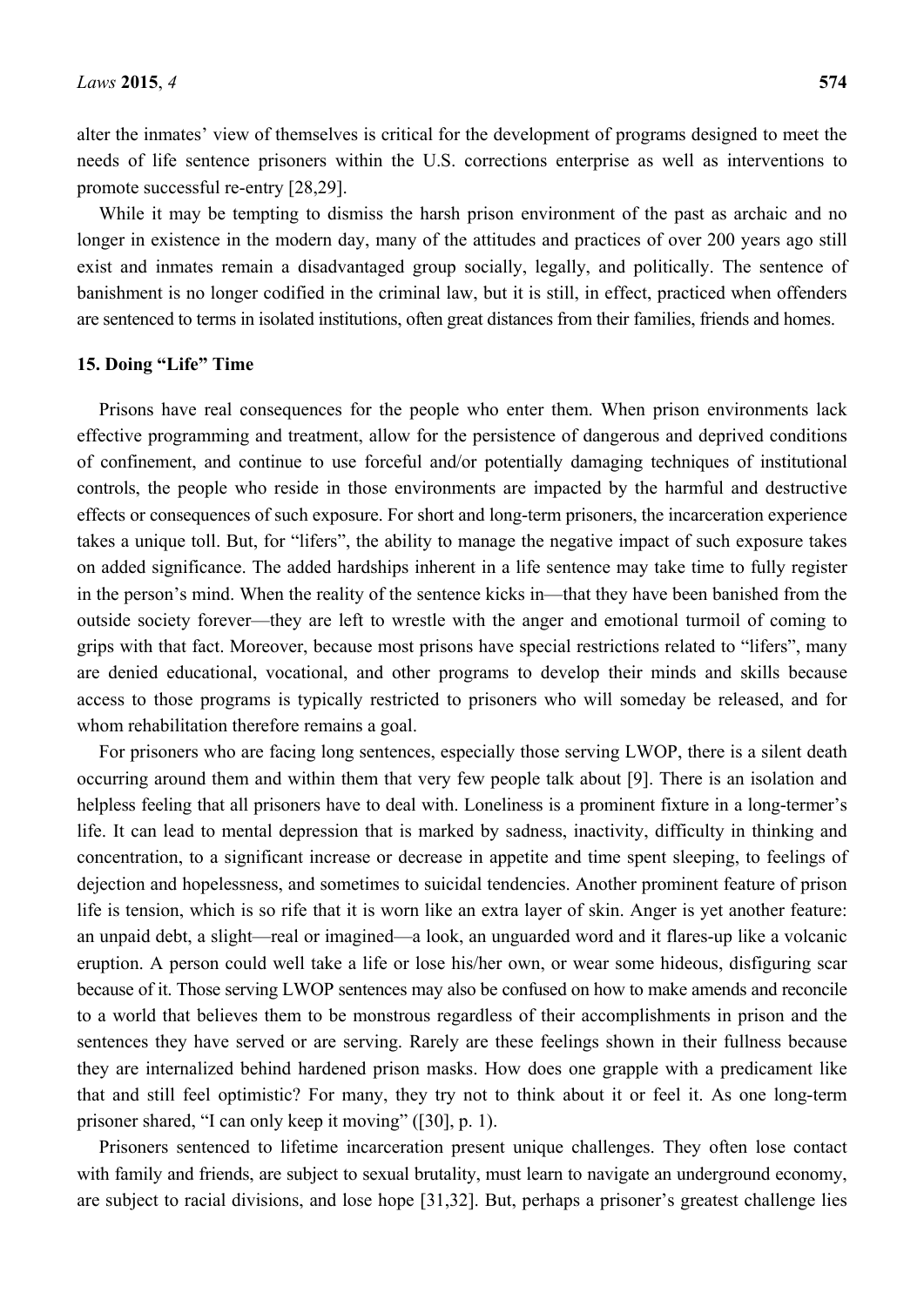alter the inmates' view of themselves is critical for the development of programs designed to meet the needs of life sentence prisoners within the U.S. corrections enterprise as well as interventions to promote successful re-entry [28,29].

While it may be tempting to dismiss the harsh prison environment of the past as archaic and no longer in existence in the modern day, many of the attitudes and practices of over 200 years ago still exist and inmates remain a disadvantaged group socially, legally, and politically. The sentence of banishment is no longer codified in the criminal law, but it is still, in effect, practiced when offenders are sentenced to terms in isolated institutions, often great distances from their families, friends and homes.

## 15. Doing "Life" Time

Prisons have real consequences for the people who enter them. When prison environments lack effective programming and treatment, allow for the persistence of dangerous and deprived conditions of confinement, and continue to use forceful and/or potentially damaging techniques of institutional controls, the people who reside in those environments are impacted by the harmful and destructive effects or consequences of such exposure. For short and long-term prisoners, the incarceration experience takes a unique toll. But, for "lifers", the ability to manage the negative impact of such exposure takes on added significance. The added hardships inherent in a life sentence may take time to fully register in the person's mind. When the reality of the sentence kicks in—that they have been banished from the outside society forever—they are left to wrestle with the anger and emotional turmoil of coming to grips with that fact. Moreover, because most prisons have special restrictions related to "lifers", many are denied educational, vocational, and other programs to develop their minds and skills because access to those programs is typically restricted to prisoners who will someday be released, and for whom rehabilitation therefore remains a goal.

For prisoners who are facing long sentences, especially those serving LWOP, there is a silent death occurring around them and within them that very few people talk about [9]. There is an isolation and helpless feeling that all prisoners have to deal with. Loneliness is a prominent fixture in a long-termer's life. It can lead to mental depression that is marked by sadness, inactivity, difficulty in thinking and concentration, to a significant increase or decrease in appetite and time spent sleeping, to feelings of dejection and hopelessness, and sometimes to suicidal tendencies. Another prominent feature of prison life is tension, which is so rife that it is worn like an extra layer of skin. Anger is yet another feature: an unpaid debt, a slight—real or imagined—a look, an unguarded word and it flares-up like a volcanic eruption. A person could well take a life or lose his/her own, or wear some hideous, disfiguring scar because of it. Those serving LWOP sentences may also be confused on how to make amends and reconcile to a world that believes them to be monstrous regardless of their accomplishments in prison and the sentences they have served or are serving. Rarely are these feelings shown in their fullness because they are internalized behind hardened prison masks. How does one grapple with a predicament like that and still feel optimistic? For many, they try not to think about it or feel it. As one long-term prisoner shared, "I can only keep it moving" ([30], p. 1).

Prisoners sentenced to lifetime incarceration present unique challenges. They often lose contact with family and friends, are subject to sexual brutality, must learn to navigate an underground economy, are subject to racial divisions, and lose hope [31,32]. But, perhaps a prisoner's greatest challenge lies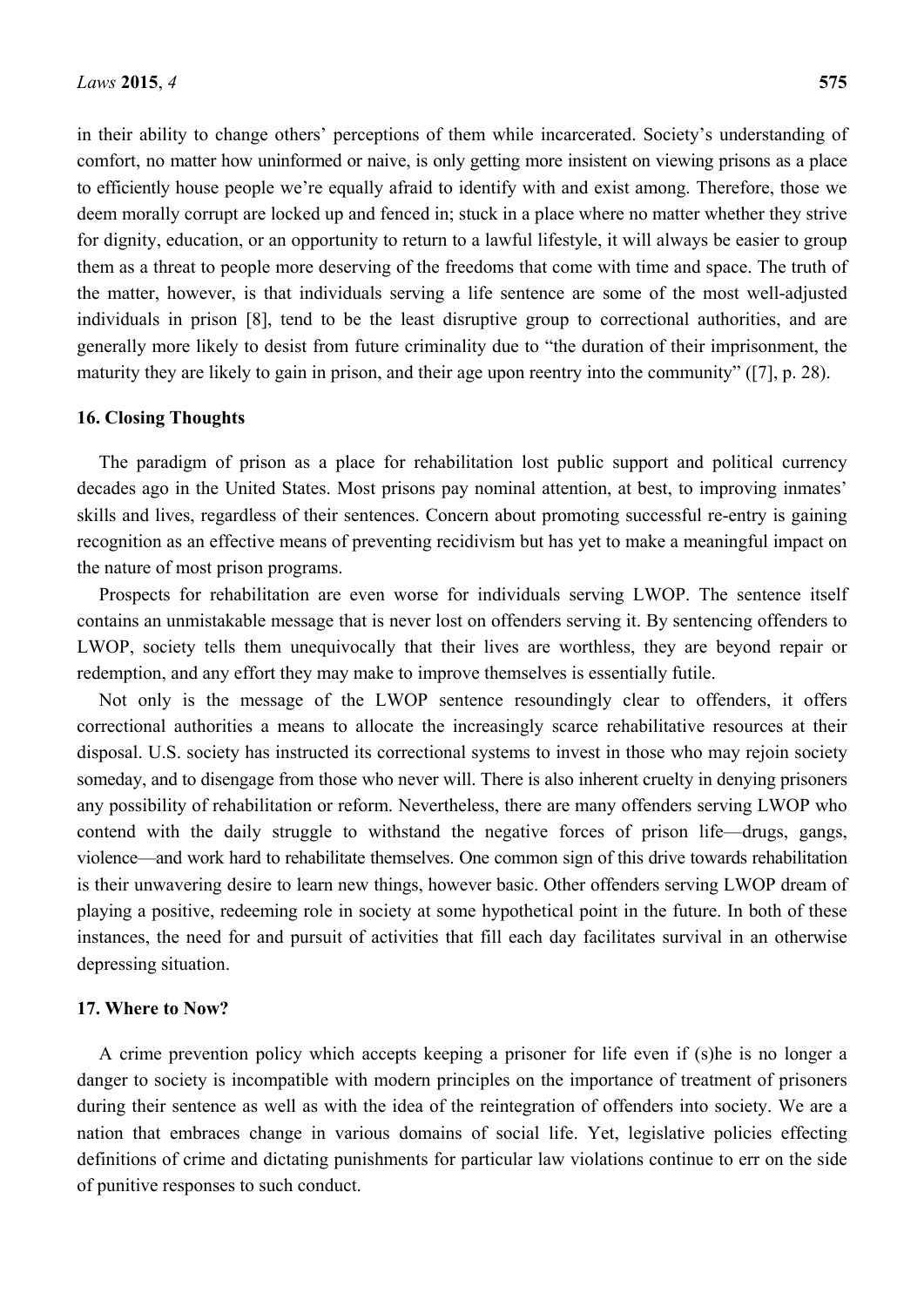in their ability to change others' perceptions of them while incarcerated. Society's understanding of comfort, no matter how uninformed or naive, is only getting more insistent on viewing prisons as a place to efficiently house people we're equally afraid to identify with and exist among. Therefore, those we deem morally corrupt are locked up and fenced in; stuck in a place where no matter whether they strive for dignity, education, or an opportunity to return to a lawful lifestyle, it will always be easier to group them as a threat to people more deserving of the freedoms that come with time and space. The truth of the matter, however, is that individuals serving a life sentence are some of the most well-adjusted individuals in prison [8], tend to be the least disruptive group to correctional authorities, and are generally more likely to desist from future criminality due to "the duration of their imprisonment, the maturity they are likely to gain in prison, and their age upon reentry into the community" ([7], p. 28).

## 16. Closing Thoughts

The paradigm of prison as a place for rehabilitation lost public support and political currency decades ago in the United States. Most prisons pay nominal attention, at best, to improving inmates' skills and lives, regardless of their sentences. Concern about promoting successful re-entry is gaining recognition as an effective means of preventing recidivism but has yet to make a meaningful impact on the nature of most prison programs.

Prospects for rehabilitation are even worse for individuals serving LWOP. The sentence itself contains an unmistakable message that is never lost on offenders serving it. By sentencing offenders to LWOP, society tells them unequivocally that their lives are worthless, they are beyond repair or redemption, and any effort they may make to improve themselves is essentially futile.

Not only is the message of the LWOP sentence resoundingly clear to offenders, it offers correctional authorities a means to allocate the increasingly scarce rehabilitative resources at their disposal. U.S. society has instructed its correctional systems to invest in those who may rejoin society someday, and to disengage from those who never will. There is also inherent cruelty in denying prisoners any possibility of rehabilitation or reform. Nevertheless, there are many offenders serving LWOP who contend with the daily struggle to withstand the negative forces of prison life—drugs, gangs, violence—and work hard to rehabilitate themselves. One common sign of this drive towards rehabilitation is their unwavering desire to learn new things, however basic. Other offenders serving LWOP dream of playing a positive, redeeming role in society at some hypothetical point in the future. In both of these instances, the need for and pursuit of activities that fill each day facilitates survival in an otherwise depressing situation.

## 17. Where to Now?

A crime prevention policy which accepts keeping a prisoner for life even if (s)he is no longer a danger to society is incompatible with modern principles on the importance of treatment of prisoners during their sentence as well as with the idea of the reintegration of offenders into society. We are a nation that embraces change in various domains of social life. Yet, legislative policies effecting definitions of crime and dictating punishments for particular law violations continue to err on the side of punitive responses to such conduct.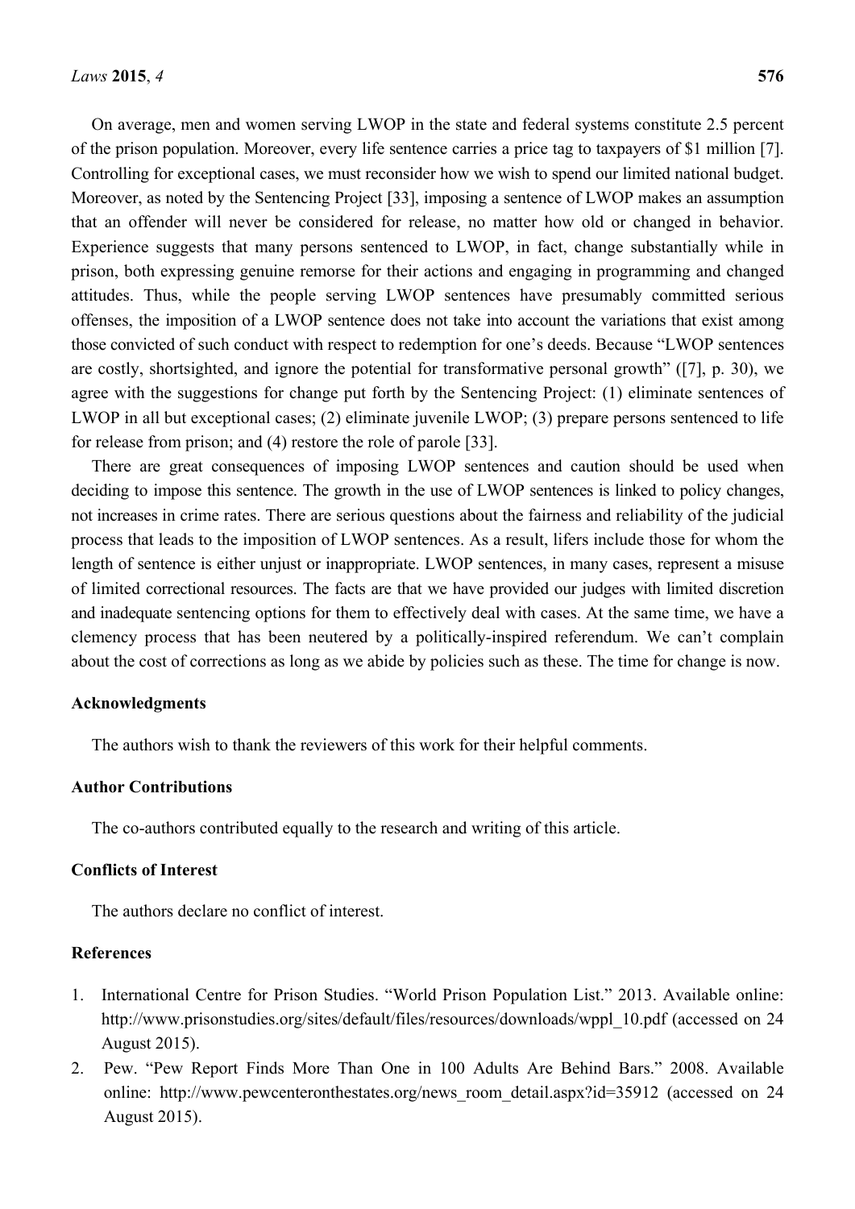On average, men and women serving LWOP in the state and federal systems constitute 2.5 percent of the prison population. Moreover, every life sentence carries a price tag to taxpayers of $1 million [7]. Controlling for exceptional cases, we must reconsider how we wish to spend our limited national budget. Moreover, as noted by the Sentencing Project [33], imposing a sentence of LWOP makes an assumption that an offender will never be considered for release, no matter how old or changed in behavior. Experience suggests that many persons sentenced to LWOP, in fact, change substantially while in prison, both expressing genuine remorse for their actions and engaging in programming and changed attitudes. Thus, while the people serving LWOP sentences have presumably committed serious offenses, the imposition of a LWOP sentence does not take into account the variations that exist among those convicted of such conduct with respect to redemption for one's deeds. Because "LWOP sentences are costly, shortsighted, and ignore the potential for transformative personal growth" ([7], p. 30), we agree with the suggestions for change put forth by the Sentencing Project: (1) eliminate sentences of LWOP in all but exceptional cases; (2) eliminate juvenile LWOP; (3) prepare persons sentenced to life for release from prison; and (4) restore the role of parole [33].

There are great consequences of imposing LWOP sentences and caution should be used when deciding to impose this sentence. The growth in the use of LWOP sentences is linked to policy changes, not increases in crime rates. There are serious questions about the fairness and reliability of the judicial process that leads to the imposition of LWOP sentences. As a result, lifers include those for whom the length of sentence is either unjust or inappropriate. LWOP sentences, in many cases, represent a misuse of limited correctional resources. The facts are that we have provided our judges with limited discretion and inadequate sentencing options for them to effectively deal with cases. At the same time, we have a clemency process that has been neutered by a politically-inspired referendum. We can't complain about the cost of corrections as long as we abide by policies such as these. The time for change is now.

## Acknowledgments

The authors wish to thank the reviewers of this work for their helpful comments.

## Author Contributions

The co-authors contributed equally to the research and writing of this article.

## Conflicts of Interest

The authors declare no conflict of interest.

## References

1. International Centre for Prison Studies. "World Prison Population List." 2013. Available online: http://www.prisonstudies.org/sites/default/files/resources/downloads/wppl_10.pdf (accessed on 24 August 2015).
2. Pew. "Pew Report Finds More Than One in 100 Adults Are Behind Bars." 2008. Available online: http://www.pewcenteronthestates.org/news_room_detail.aspx?id=35912 (accessed on 24 August 2015).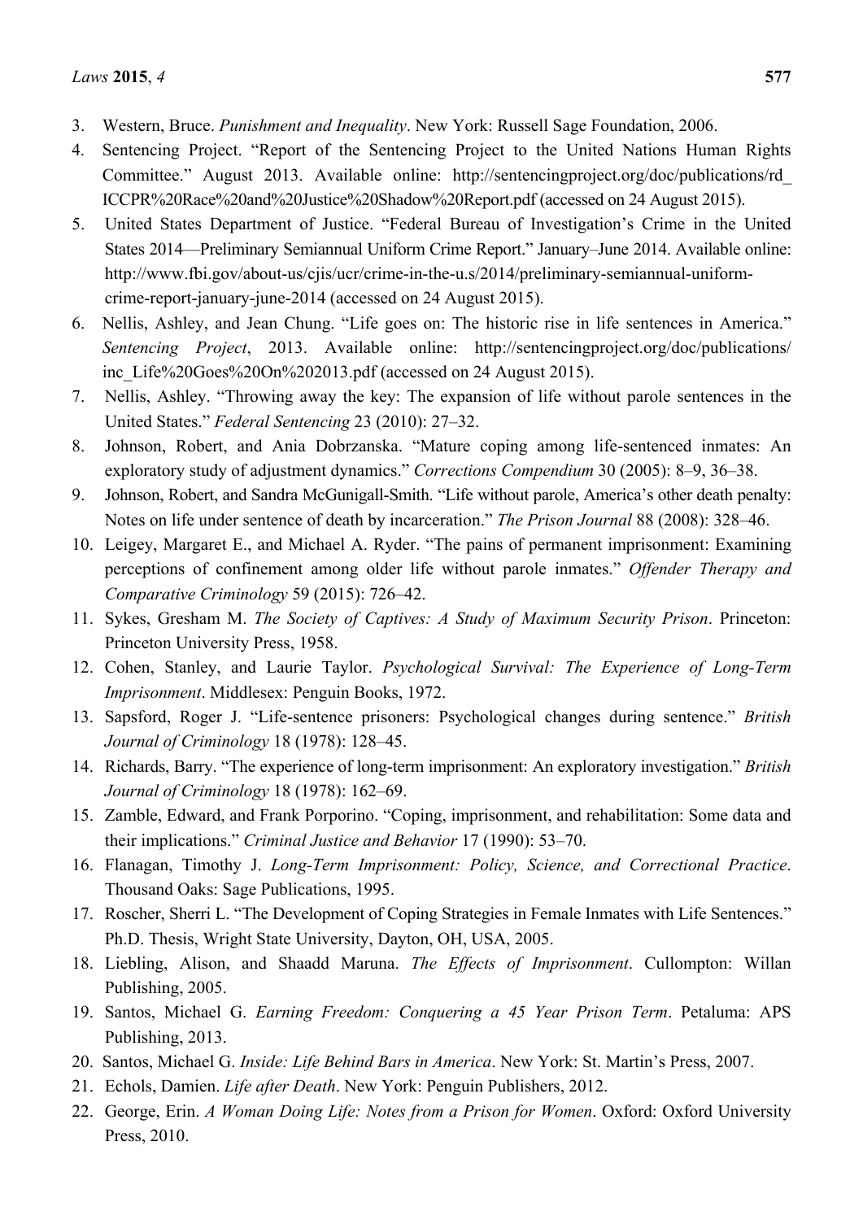3. Western, Bruce. *Punishment and Inequality*. New York: Russell Sage Foundation, 2006.
4. Sentencing Project. "Report of the Sentencing Project to the United Nations Human Rights Committee." August 2013. Available online: http://sentencingproject.org/doc/publications/rd_ICCPR%20Race%20and%20Justice%20Shadow%20Report.pdf (accessed on 24 August 2015).
5. United States Department of Justice. "Federal Bureau of Investigation's Crime in the United States 2014—Preliminary Semiannual Uniform Crime Report." January–June 2014. Available online: http://www.fbi.gov/about-us/cjis/ucr/crime-in-the-u.s/2014/preliminary-semiannual-uniform-crime-report-january-june-2014 (accessed on 24 August 2015).
6. Nellis, Ashley, and Jean Chung. "Life goes on: The historic rise in life sentences in America." *Sentencing Project*, 2013. Available online: http://sentencingproject.org/doc/publications/inc_Life%20Goes%20On%202013.pdf (accessed on 24 August 2015).
7. Nellis, Ashley. "Throwing away the key: The expansion of life without parole sentences in the United States." *Federal Sentencing* 23 (2010): 27–32.
8. Johnson, Robert, and Ania Dobrzanska. "Mature coping among life-sentenced inmates: An exploratory study of adjustment dynamics." *Corrections Compendium* 30 (2005): 8–9, 36–38.
9. Johnson, Robert, and Sandra McGunigall-Smith. "Life without parole, America's other death penalty: Notes on life under sentence of death by incarceration." *The Prison Journal* 88 (2008): 328–46.
10. Leigey, Margaret E., and Michael A. Ryder. "The pains of permanent imprisonment: Examining perceptions of confinement among older life without parole inmates." *Offender Therapy and Comparative Criminology* 59 (2015): 726–42.
11. Sykes, Gresham M. *The Society of Captives: A Study of Maximum Security Prison*. Princeton: Princeton University Press, 1958.
12. Cohen, Stanley, and Laurie Taylor. *Psychological Survival: The Experience of Long-Term Imprisonment*. Middlesex: Penguin Books, 1972.
13. Sapsford, Roger J. "Life-sentence prisoners: Psychological changes during sentence." *British Journal of Criminology* 18 (1978): 128–45.
14. Richards, Barry. "The experience of long-term imprisonment: An exploratory investigation." *British Journal of Criminology* 18 (1978): 162–69.
15. Zamble, Edward, and Frank Porporino. "Coping, imprisonment, and rehabilitation: Some data and their implications." *Criminal Justice and Behavior* 17 (1990): 53–70.
16. Flanagan, Timothy J. *Long-Term Imprisonment: Policy, Science, and Correctional Practice*. Thousand Oaks: Sage Publications, 1995.
17. Roscher, Sherri L. "The Development of Coping Strategies in Female Inmates with Life Sentences." Ph.D. Thesis, Wright State University, Dayton, OH, USA, 2005.
18. Liebling, Alison, and Shaadd Maruna. *The Effects of Imprisonment*. Cullompton: Willan Publishing, 2005.
19. Santos, Michael G. *Earning Freedom: Conquering a 45 Year Prison Term*. Petaluma: APS Publishing, 2013.
20. Santos, Michael G. *Inside: Life Behind Bars in America*. New York: St. Martin's Press, 2007.
21. Echols, Damien. *Life after Death*. New York: Penguin Publishers, 2012.
22. George, Erin. *A Woman Doing Life: Notes from a Prison for Women*. Oxford: Oxford University Press, 2010.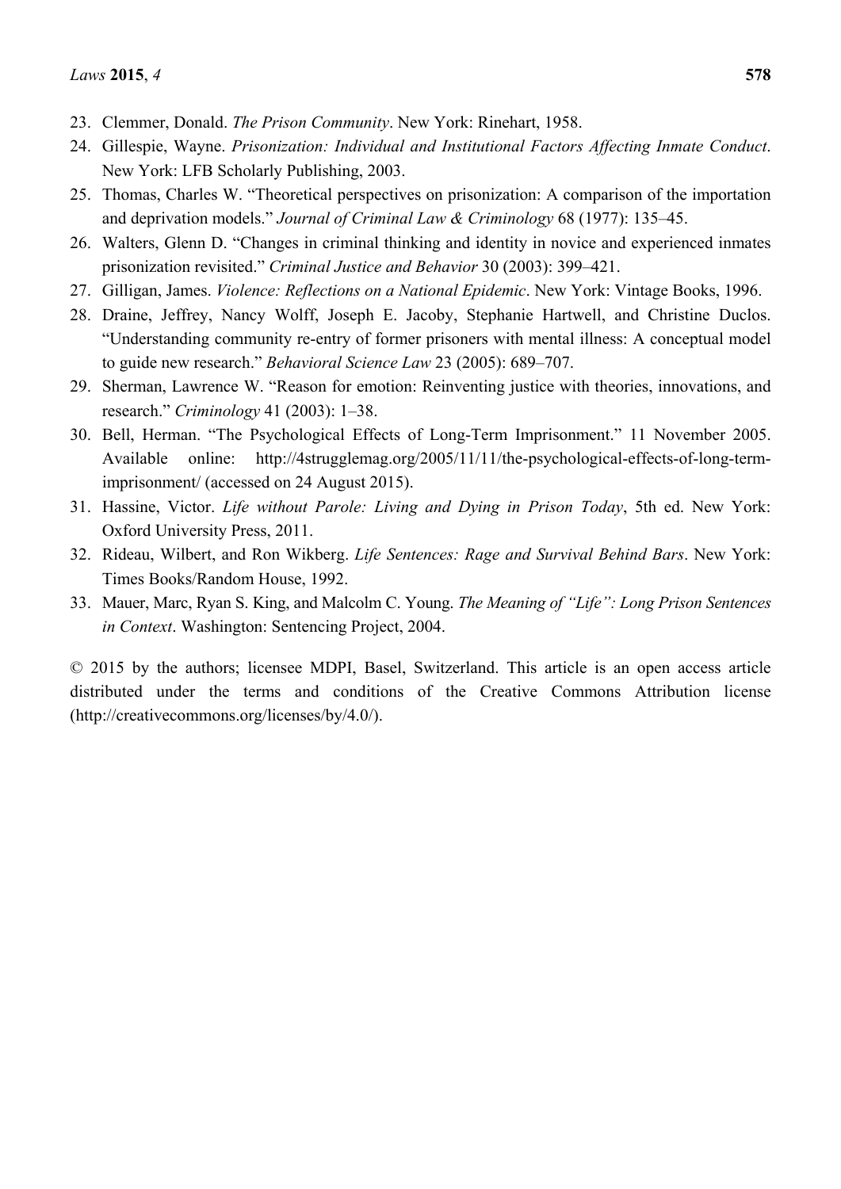23. Clemmer, Donald. *The Prison Community*. New York: Rinehart, 1958.
24. Gillespie, Wayne. *Prisonization: Individual and Institutional Factors Affecting Inmate Conduct*. New York: LFB Scholarly Publishing, 2003.
25. Thomas, Charles W. "Theoretical perspectives on prisonization: A comparison of the importation and deprivation models." *Journal of Criminal Law & Criminology* 68 (1977): 135–45.
26. Walters, Glenn D. "Changes in criminal thinking and identity in novice and experienced inmates prisonization revisited." *Criminal Justice and Behavior* 30 (2003): 399–421.
27. Gilligan, James. *Violence: Reflections on a National Epidemic*. New York: Vintage Books, 1996.
28. Draine, Jeffrey, Nancy Wolff, Joseph E. Jacoby, Stephanie Hartwell, and Christine Duclos. "Understanding community re-entry of former prisoners with mental illness: A conceptual model to guide new research." *Behavioral Science Law* 23 (2005): 689–707.
29. Sherman, Lawrence W. "Reason for emotion: Reinventing justice with theories, innovations, and research." *Criminology* 41 (2003): 1–38.
30. Bell, Herman. "The Psychological Effects of Long-Term Imprisonment." 11 November 2005. Available online: http://4strugglemag.org/2005/11/11/the-psychological-effects-of-long-term-imprisonment/ (accessed on 24 August 2015).
31. Hassine, Victor. *Life without Parole: Living and Dying in Prison Today*, 5th ed. New York: Oxford University Press, 2011.
32. Rideau, Wilbert, and Ron Wikberg. *Life Sentences: Rage and Survival Behind Bars*. New York: Times Books/Random House, 1992.
33. Mauer, Marc, Ryan S. King, and Malcolm C. Young. *The Meaning of "Life": Long Prison Sentences in Context*. Washington: Sentencing Project, 2004.

© 2015 by the authors; licensee MDPI, Basel, Switzerland. This article is an open access article distributed under the terms and conditions of the Creative Commons Attribution license (http://creativecommons.org/licenses/by/4.0/).